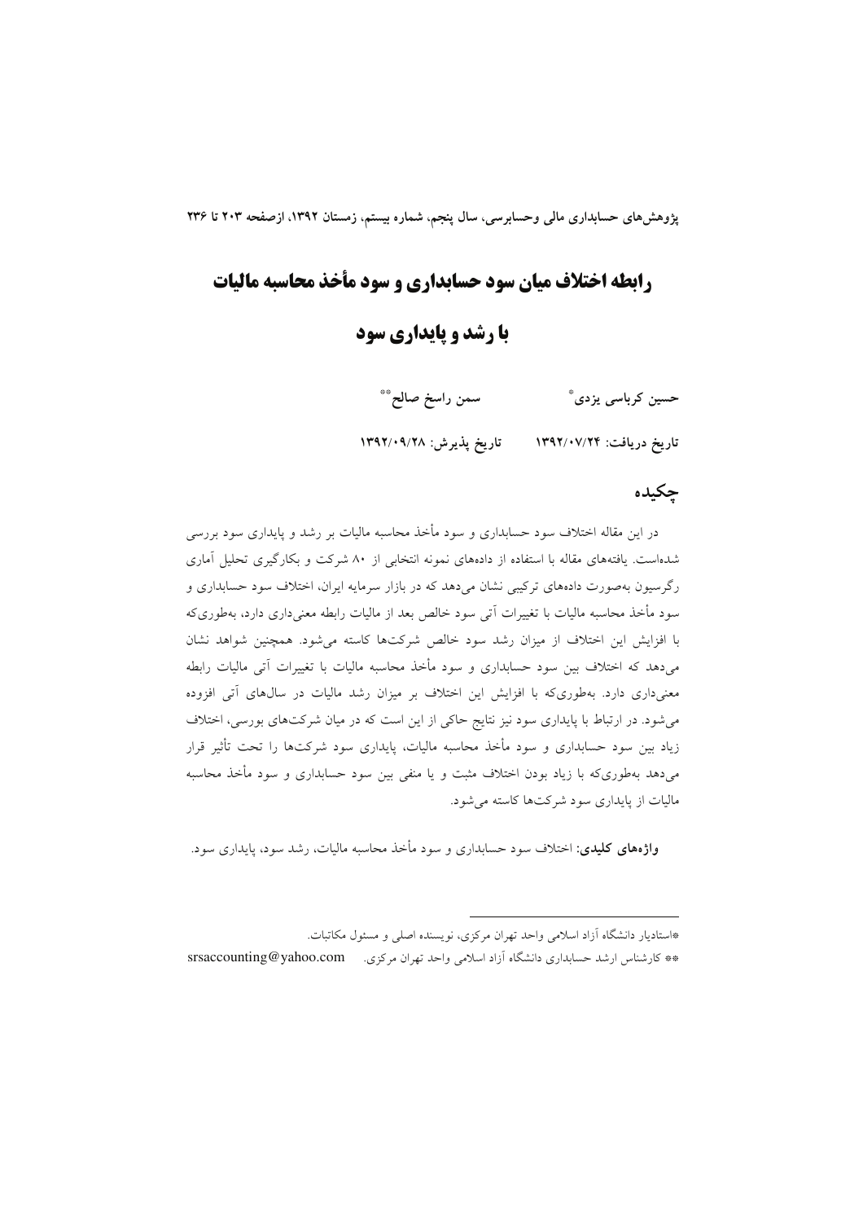# رابطه اختلاف میان سود حسابداری و سود مأخذ محاسبه مالیات با رشد و پایداری سود

حسین کرباسی یزدی* &nbsp;&nbsp;&nbsp;&nbsp;&nbsp;&nbsp;&nbsp;&nbsp; سمن راسخ صالح**

تاریخ دریافت: ۱۳۹۲/۰۷/۲۴ &nbsp;&nbsp;&nbsp;&nbsp;&nbsp;&nbsp;&nbsp;&nbsp; تاریخ پذیرش: ۱۳۹۲/۰۹/۲۸

## چکیده

در این مقاله اختلاف سود حسابداری و سود مأخذ محاسبه مالیات بر رشد و پایداری سود بررسی شده‌است. یافته‌های مقاله با استفاده از داده‌های نمونه انتخابی از ۸۰ شرکت و بکارگیری تحلیل آماری رگرسیون به‌صورت داده‌های ترکیبی نشان می‌دهد که در بازار سرمایه ایران، اختلاف سود حسابداری و سود مأخذ محاسبه مالیات با تغییرات آتی سود خالص بعد از مالیات رابطه معنی‌داری دارد، به‌طوری‌که با افزایش این اختلاف از میزان رشد سود خالص شرکت‌ها کاسته می‌شود. همچنین شواهد نشان می‌دهد که اختلاف بین سود حسابداری و سود مأخذ محاسبه مالیات با تغییرات آتی مالیات رابطه معنی‌داری دارد. به‌طوری‌که با افزایش این اختلاف بر میزان رشد مالیات در سال‌های آتی افزوده می‌شود. در ارتباط با پایداری سود نیز نتایج حاکی از این است که در میان شرکت‌های بورسی، اختلاف زیاد بین سود حسابداری و سود مأخذ محاسبه مالیات، پایداری سود شرکت‌ها را تحت تأثیر قرار می‌دهد به‌طوری‌که با زیاد بودن اختلاف مثبت و یا منفی بین سود حسابداری و سود مأخذ محاسبه مالیات از پایداری سود شرکت‌ها کاسته می‌شود.

**واژه‌های کلیدی:** اختلاف سود حسابداری و سود مأخذ محاسبه مالیات، رشد سود، پایداری سود.

---

*استادیار دانشگاه آزاد اسلامی واحد تهران مرکزی، نویسنده اصلی و مسئول مکاتبات.

** کارشناس ارشد حسابداری دانشگاه آزاد اسلامی واحد تهران مرکزی. srsaccounting@yahoo.com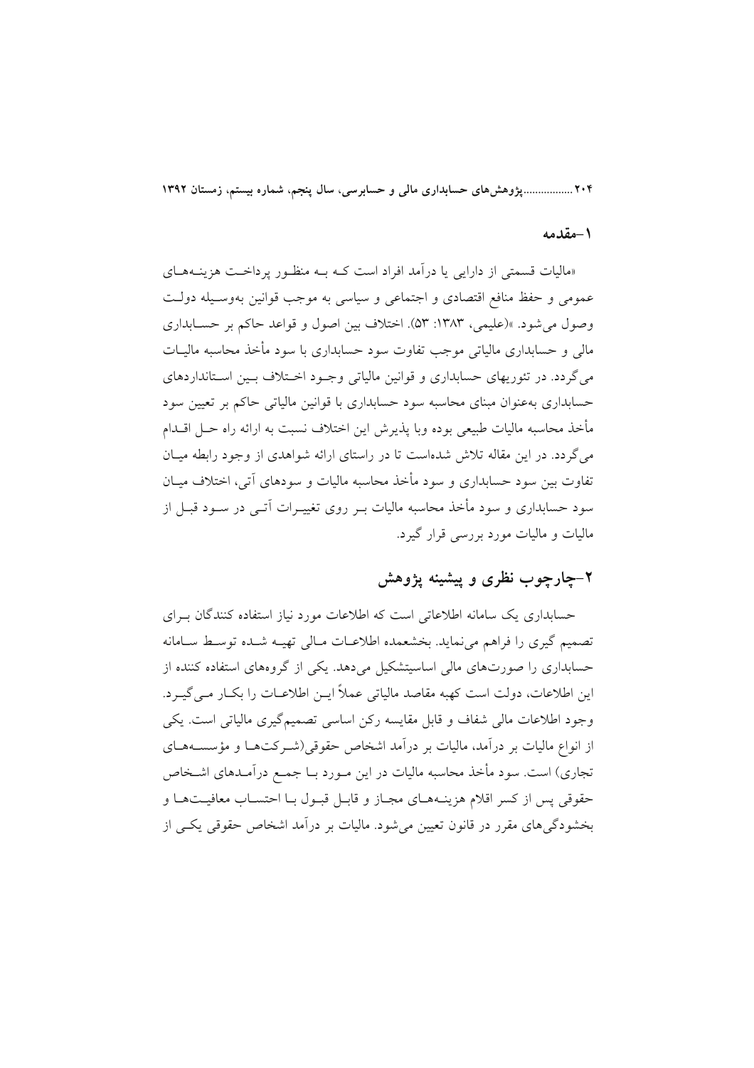## ۱-مقدمه

«مالیات قسمتی از دارایی یا درآمد افراد است کـه بـه منظـور پرداخـت هزینـه‌هـای عمومی و حفظ منافع اقتصادی و اجتماعی و سیاسی به موجب قوانین به‌وسـیله دولـت وصول می‌شود. »(علیمی، ۱۳۸۳: ۵۳). اختلاف بین اصول و قواعد حاکم بر حسـابداری مالی و حسابداری مالیاتی موجب تفاوت سود حسابداری با سود مأخذ محاسبه مالیـات می‌گردد. در تئوریهای حسابداری و قوانین مالیاتی وجـود اخـتلاف بـین اسـتانداردهای حسابداری به‌عنوان مبنای محاسبه سود حسابداری با قوانین مالیاتی حاکم بر تعیین سود مأخذ محاسبه مالیات طبیعی بوده وبا پذیرش این اختلاف نسبت به ارائه راه حـل اقـدام می‌گردد. در این مقاله تلاش شده‌است تا در راستای ارائه شواهدی از وجود رابطه میـان تفاوت بین سود حسابداری و سود مأخذ محاسبه مالیات و سودهای آتی، اختلاف میـان سود حسابداری و سود مأخذ محاسبه مالیات بـر روی تغییـرات آتـی در سـود قبـل از مالیات و مالیات مورد بررسی قرار گیرد.

## ۲-چارچوب نظری و پیشینه پژوهش

حسابداری یک سامانه اطلاعاتی است که اطلاعات مورد نیاز استفاده کنندگان بـرای تصمیم گیری را فراهم می‌نماید. بخشعمده اطلاعـات مـالی تهیـه شـده توسـط سـامانه حسابداری را صورت‌های مالی اساسیتشکیل می‌دهد. یکی از گروههای استفاده کننده از این اطلاعات، دولت است کهبه مقاصد مالیاتی عملاً ایـن اطلاعـات را بکـار مـی‌گیـرد. وجود اطلاعات مالی شفاف و قابل مقایسه رکن اساسی تصمیم‌گیری مالیاتی است. یکی از انواع مالیات بر درآمد، مالیات بر درآمد اشخاص حقوقی(شـرکت‌هـا و مؤسسـه‌هـای تجاری) است. سود مأخذ محاسبه مالیات در این مـورد بـا جمـع درآمـدهای اشـخاص حقوقی پس از کسر اقلام هزینـه‌هـای مجـاز و قابـل قبـول بـا احتسـاب معافیـت‌هـا و بخشودگی‌های مقرر در قانون تعیین می‌شود. مالیات بر درآمد اشخاص حقوقی یکـی از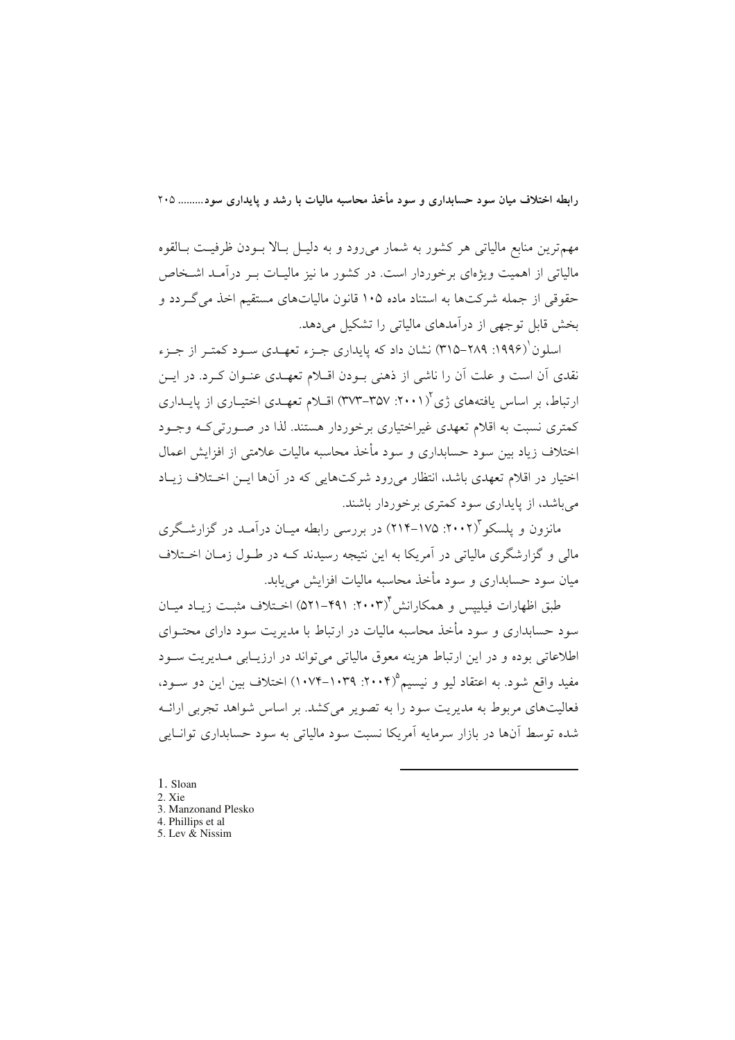مهم‌ترین منابع مالیاتی هر کشور به شمار می‌رود و به دلیل بالا بودن ظرفیت بالقوه مالیاتی از اهمیت ویژه‌ای برخوردار است. در کشور ما نیز مالیات بر درآمد اشخاص حقوقی از جمله شرکت‌ها به استناد ماده ۱۰۵ قانون مالیات‌های مستقیم اخذ می‌گردد و بخش قابل توجهی از درآمدهای مالیاتی را تشکیل می‌دهد.

اسلون[1](۱۹۹۶: ۲۸۹–۳۱۵) نشان داد که پایداری جزء تعهدی سود کمتر از جزء نقدی آن است و علت آن را ناشی از ذهنی بودن اقلام تعهدی عنوان کرد. در این ارتباط، بر اساس یافته‌های ژی[2](۲۰۰۱: ۳۵۷–۳۷۳) اقلام تعهدی اختیاری از پایداری کمتری نسبت به اقلام تعهدی غیراختیاری برخوردار هستند. لذا در صورتی‌که وجود اختلاف زیاد بین سود حسابداری و سود مأخذ محاسبه مالیات علامتی از افزایش اعمال اختیار در اقلام تعهدی باشد، انتظار می‌رود شرکت‌هایی که در آن‌ها این اختلاف زیاد می‌باشد، از پایداری سود کمتری برخوردار باشند.

مانزون و پلسکو[3](۲۰۰۲: ۱۷۵–۲۱۴) در بررسی رابطه میان درآمد در گزارشگری مالی و گزارشگری مالیاتی در آمریکا به این نتیجه رسیدند که در طول زمان اختلاف میان سود حسابداری و سود مأخذ محاسبه مالیات افزایش می‌یابد.

طبق اظهارات فیلیپس و همکارانش[4](۲۰۰۳: ۴۹۱–۵۲۱) اختلاف مثبت زیاد میان سود حسابداری و سود مأخذ محاسبه مالیات در ارتباط با مدیریت سود دارای محتوای اطلاعاتی بوده و در این ارتباط هزینه معوق مالیاتی می‌تواند در ارزیابی مدیریت سود مفید واقع شود. به اعتقاد لیو و نیسیم[5](۲۰۰۴: ۱۰۳۹–۱۰۷۴) اختلاف بین این دو سود، فعالیت‌های مربوط به مدیریت سود را به تصویر می‌کشد. بر اساس شواهد تجربی ارائه شده توسط آن‌ها در بازار سرمایه آمریکا نسبت سود مالیاتی به سود حسابداری توانایی

---

1. Sloan
2. Xie
3. Manzonand Plesko
4. Phillips et al
5. Lev & Nissim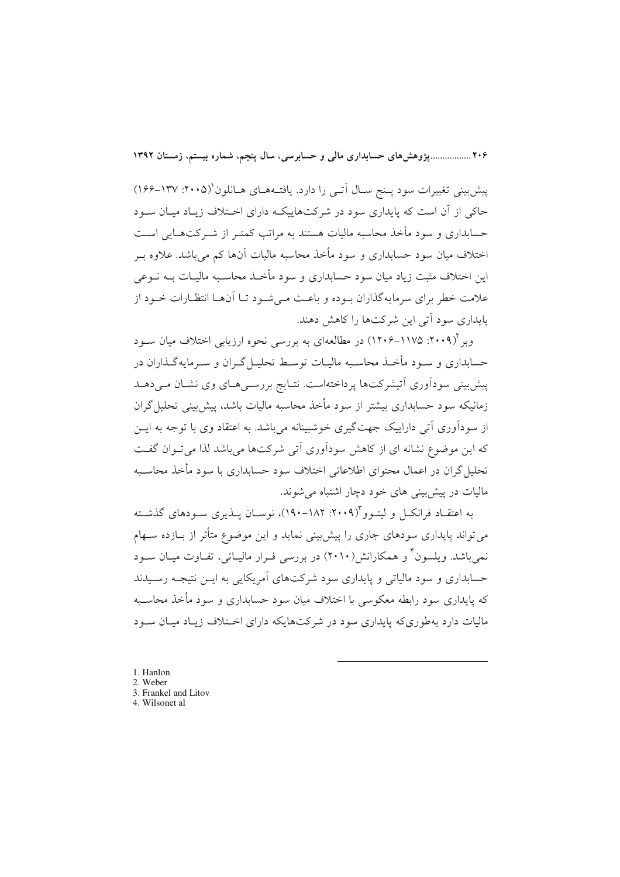پیش‌بینی تغییرات سود پنج سال آتی را دارد. یافته‌های هانلون[1](۲۰۰۵: ۱۳۷-۱۶۶) حاکی از آن است که پایداری سود در شرکت‌هاییکه دارای اختلاف زیاد میان سود حسابداری و سود مأخذ محاسبه مالیات هستند به مراتب کمتر از شرکت‌هایی است اختلاف میان سود حسابداری و سود مأخذ محاسبه مالیات آن‌ها کم می‌باشد. علاوه بر این اختلاف مثبت زیاد میان سود حسابداری و سود مأخذ محاسبه مالیات به نوعی علامت خطر برای سرمایه‌گذاران بوده و باعث می‌شود تا آن‌ها انتظارات خود از پایداری سود آتی این شرکت‌ها را کاهش دهند.

وبر[2](۲۰۰۹: ۱۱۷۵-۱۲۰۶) در مطالعه‌ای به بررسی نحوه ارزیابی اختلاف میان سود حسابداری و سود مأخذ محاسبه مالیات توسط تحلیل‌گران و سرمایه‌گذاران در پیش‌بینی سودآوری آتیشرکت‌ها پرداخته‌است. نتایج بررسی‌های وی نشان می‌دهد زمانیکه سود حسابداری بیشتر از سود مأخذ محاسبه مالیات باشد، پیش‌بینی تحلیل‌گران از سودآوری آتی دارایک جهت‌گیری خوشبینانه می‌باشد. به اعتقاد وی با توجه به این که این موضوع نشانه ای از کاهش سودآوری آتی شرکت‌ها می‌باشد لذا می‌توان گفت تحلیل‌گران در اعمال محتوای اطلاعاتی اختلاف سود حسابداری با سود مأخذ محاسبه مالیات در پیش‌بینی های خود دچار اشتباه می‌شوند.

به اعتقاد فرانکل و لیتوو[3](۲۰۰۹: ۱۸۲-۱۹۰)، نوسان پذیری سودهای گذشته می‌تواند پایداری سودهای جاری را پیش‌بینی نماید و این موضوع متأثر از بازده سهام نمی‌باشد. ویلسون[4] و همکارانش(۲۰۱۰) در بررسی فرار مالیاتی، تفاوت میان سود حسابداری و سود مالیاتی و پایداری سود شرکت‌های آمریکایی به این نتیجه رسیدند که پایداری سود رابطه معکوسی با اختلاف میان سود حسابداری و سود مأخذ محاسبه مالیات دارد به‌طوری‌که پایداری سود در شرکت‌هایکه دارای اختلاف زیاد میان سود

---

1. Hanlon
2. Weber
3. Frankel and Litov
4. Wilsonet al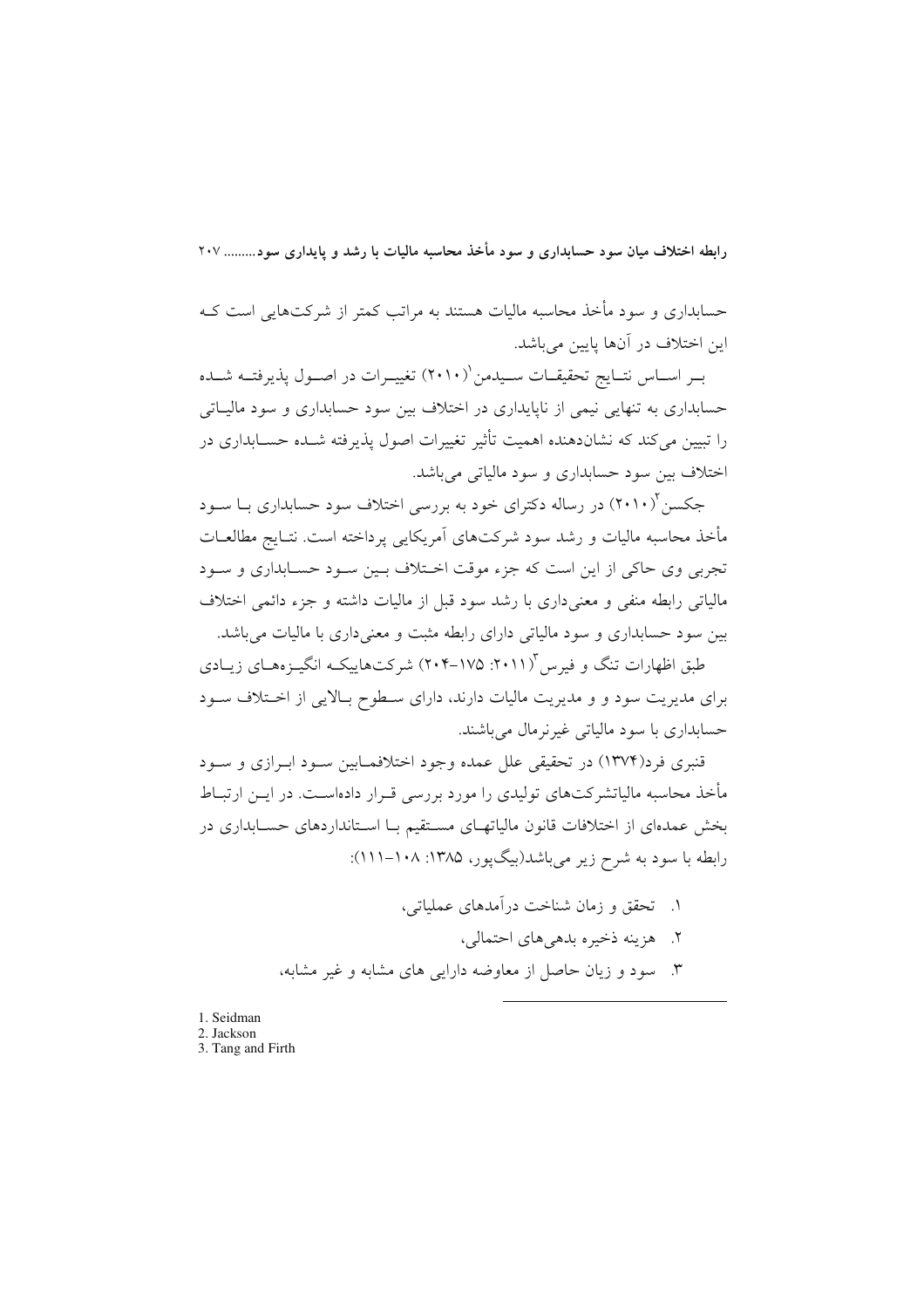حسابداری و سود مأخذ محاسبه مالیات هستند به مراتب کمتر از شرکت‌هایی است که این اختلاف در آن‌ها پایین می‌باشد.

بر اساس نتایج تحقیقات سیدمن[1] (۲۰۱۰) تغییرات در اصول پذیرفته شده حسابداری به تنهایی نیمی از ناپایداری در اختلاف بین سود حسابداری و سود مالیاتی را تبیین می‌کند که نشان‌دهنده اهمیت تأثیر تغییرات اصول پذیرفته شده حسابداری در اختلاف بین سود حسابداری و سود مالیاتی می‌باشد.

جکسن[2] (۲۰۱۰) در رساله دکترای خود به بررسی اختلاف سود حسابداری با سود مأخذ محاسبه مالیات و رشد سود شرکت‌های آمریکایی پرداخته است. نتایج مطالعات تجربی وی حاکی از این است که جزء موقت اختلاف بین سود حسابداری و سود مالیاتی رابطه منفی و معنی‌داری با رشد سود قبل از مالیات داشته و جزء دائمی اختلاف بین سود حسابداری و سود مالیاتی دارای رابطه مثبت و معنی‌داری با مالیات می‌باشد.

طبق اظهارات تنگ و فیرس[3] (۲۰۱۱: ۱۷۵-۲۰۴) شرکت‌هاییکه انگیزه‌های زیادی برای مدیریت سود و و مدیریت مالیات دارند، دارای سطوح بالایی از اختلاف سود حسابداری با سود مالیاتی غیرنرمال می‌باشند.

قنبری فرد(۱۳۷۴) در تحقیقی علل عمده وجود اختلافمابین سود ابرازی و سود مأخذ محاسبه مالیاتشرکت‌های تولیدی را مورد بررسی قرار داده‌است. در این ارتباط بخش عمده‌ای از اختلافات قانون مالیاتهای مستقیم با استانداردهای حسابداری در رابطه با سود به شرح زیر می‌باشد(بیگ‌پور، ۱۳۸۵: ۱۰۸-۱۱۱):

۱. تحقق و زمان شناخت درآمدهای عملیاتی،
۲. هزینه ذخیره بدهی‌های احتمالی،
۳. سود و زیان حاصل از معاوضه دارایی های مشابه و غیر مشابه،

---

1. Seidman
2. Jackson
3. Tang and Firth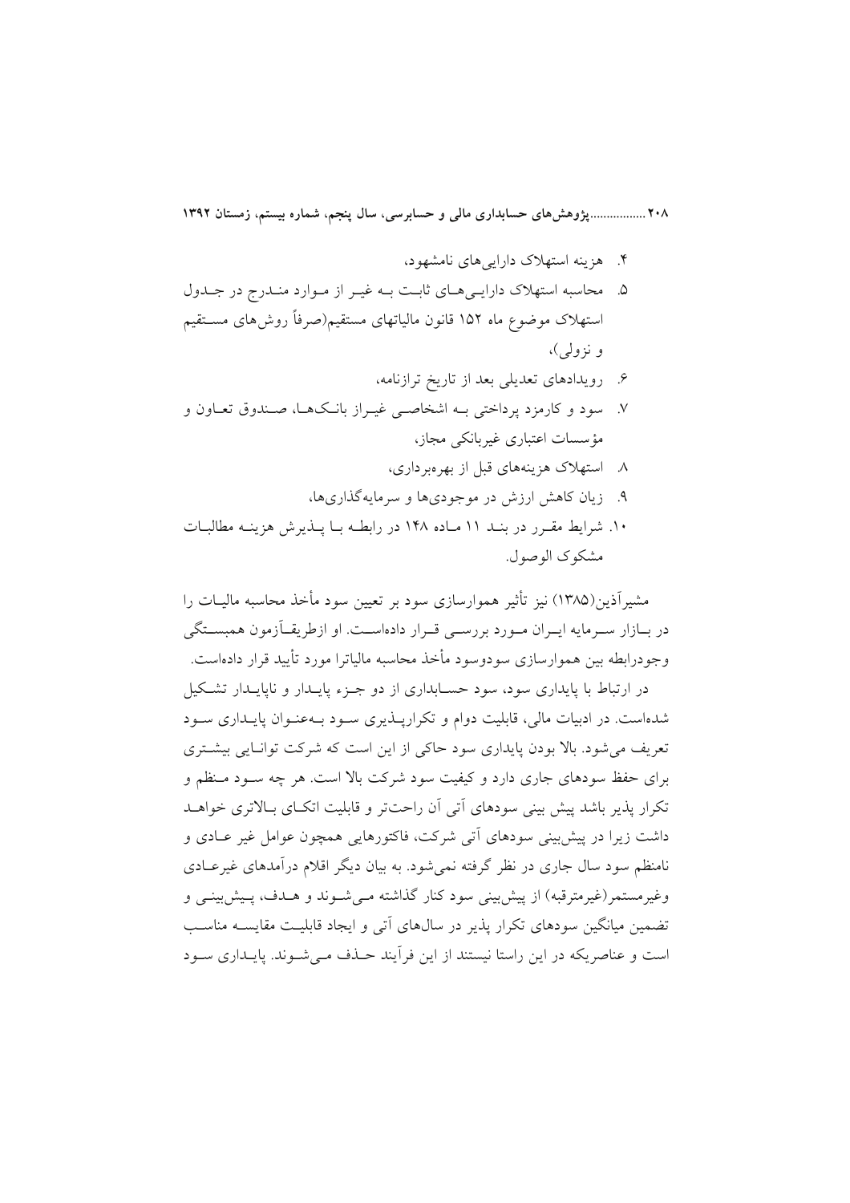۴. هزینه استهلاک دارایی‌های نامشهود،
۵. محاسبه استهلاک دارایی‌های ثابت به غیر از موارد مندرج در جدول استهلاک موضوع ماه ۱۵۲ قانون مالیاتهای مستقیم(صرفاً روش‌های مستقیم و نزولی)،
۶. رویدادهای تعدیلی بعد از تاریخ ترازنامه،
۷. سود و کارمزد پرداختی به اشخاصی غیراز بانک‌ها، صندوق تعاون و مؤسسات اعتباری غیربانکی مجاز،
۸. استهلاک هزینه‌های قبل از بهره‌برداری،
۹. زیان کاهش ارزش در موجودی‌ها و سرمایه‌گذاری‌ها،
۱۰. شرایط مقرر در بند ۱۱ ماده ۱۴۸ در رابطه با پذیرش هزینه مطالبات مشکوک الوصول.

مشیرآذین(۱۳۸۵) نیز تأثیر هموارسازی سود بر تعیین سود مأخذ محاسبه مالیات را در بازار سرمایه ایران مورد بررسی قرار داده‌است. او ازطریق‌آزمون همبستگی وجودرابطه بین هموارسازی سودوسود مأخذ محاسبه مالیاترا مورد تأیید قرار داده‌است.

در ارتباط با پایداری سود، سود حسابداری از دو جزء پایدار و ناپایدار تشکیل شده‌است. در ادبیات مالی، قابلیت دوام و تکرارپذیری سود به‌عنوان پایداری سود تعریف می‌شود. بالا بودن پایداری سود حاکی از این است که شرکت توانایی بیشتری برای حفظ سودهای جاری دارد و کیفیت سود شرکت بالا است. هر چه سود منظم و تکرار پذیر باشد پیش بینی سودهای آتی آن راحت‌تر و قابلیت اتکای بالاتری خواهد داشت زیرا در پیش‌بینی سودهای آتی شرکت، فاکتورهایی همچون عوامل غیر عادی و نامنظم سود سال جاری در نظر گرفته نمی‌شود. به بیان دیگر اقلام درآمدهای غیرعادی وغیرمستمر(غیرمترقبه) از پیش‌بینی سود کنار گذاشته می‌شوند و هدف، پیش‌بینی و تضمین میانگین سودهای تکرار پذیر در سال‌های آتی و ایجاد قابلیت مقایسه مناسب است و عناصریکه در این راستا نیستند از این فرآیند حذف می‌شوند. پایداری سود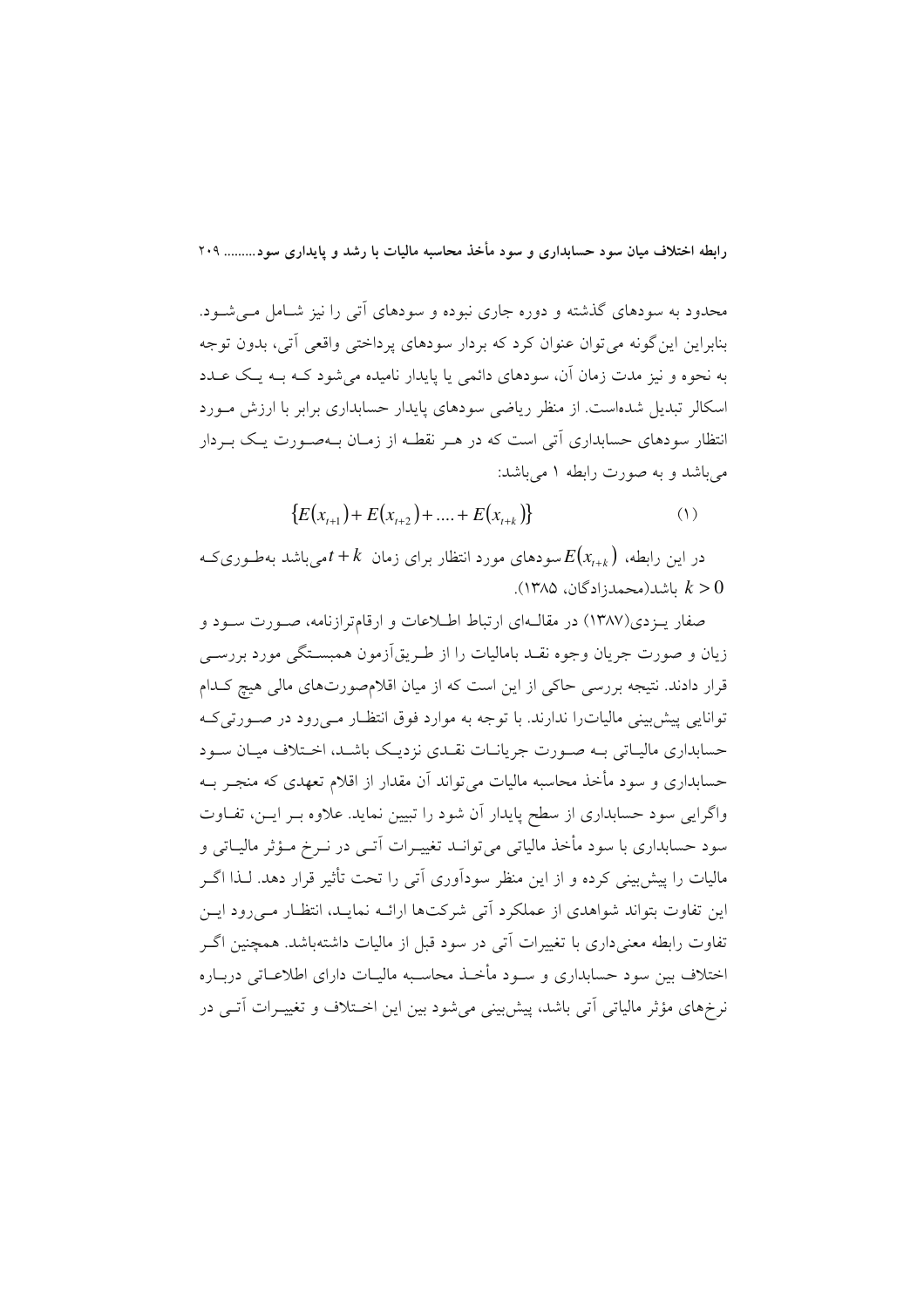محدود به سودهای گذشته و دوره جاری نبوده و سودهای آتی را نیز شـامل مـی‌شـود. بنابراین این‌گونه می‌توان عنوان کرد که بردار سودهای پرداختی واقعی آتی، بدون توجه به نحوه و نیز مدت زمان آن، سودهای دائمی یا پایدار نامیده می‌شود کـه بـه یـک عـدد اسکالر تبدیل شده‌است. از منظر ریاضی سودهای پایدار حسابداری برابر با ارزش مـورد انتظار سودهای حسابداری آتی است که در هـر نقطـه از زمـان بـه‌صـورت یـک بـردار می‌باشد و به صورت رابطه ۱ می‌باشد:

$$\{E(x_{t+1})+E(x_{t+2})+....+E(x_{t+k})\} \qquad (1)$$

در این رابطه، $E(x_{t+k})$ سودهای مورد انتظار برای زمان $t+k$ می‌باشد به‌طـوری‌کـه $k>0$ باشد(محمدزادگان، ۱۳۸۵).

صفار یـزدی(۱۳۸۷) در مقالـه‌ای ارتباط اطـلاعات و ارقام‌ترازنامه، صـورت سـود و زیان و صورت جریان وجوه نقـد بامالیات را از طـریق‌آزمون همبسـتگی مورد بررسـی قرار دادند. نتیجه بررسی حاکی از این است که از میان اقلام‌صورت‌های مالی هیچ کـدام توانایی پیش‌بینی مالیات‌را ندارند. با توجه به موارد فوق انتظـار مـی‌رود در صـورتی‌کـه حسابداری مالیـاتی بـه صـورت جریانـات نقـدی نزدیـک باشـد، اخـتلاف میـان سـود حسابداری و سود مأخذ محاسبه مالیات می‌تواند آن مقدار از اقلام تعهدی که منجـر بـه واگرایی سود حسابداری از سطح پایدار آن شود را تبیین نماید. علاوه بـر ایـن، تفـاوت سود حسابداری با سود مأخذ مالیاتی می‌توانـد تغییـرات آتـی در نـرخ مـؤثر مالیـاتی و مالیات را پیش‌بینی کرده و از این منظر سودآوری آتی را تحت تأثیر قرار دهد. لـذا اگـر این تفاوت بتواند شواهدی از عملکرد آتی شرکت‌ها ارائـه نمایـد، انتظـار مـی‌رود ایـن تفاوت رابطه معنی‌داری با تغییرات آتی در سود قبل از مالیات داشته‌باشد. همچنین اگـر اختلاف بین سود حسابداری و سـود مأخـذ محاسـبه مالیـات دارای اطلاعـاتی دربـاره نرخ‌های مؤثر مالیاتی آتی باشد، پیش‌بینی می‌شود بین این اخـتلاف و تغییـرات آتـی در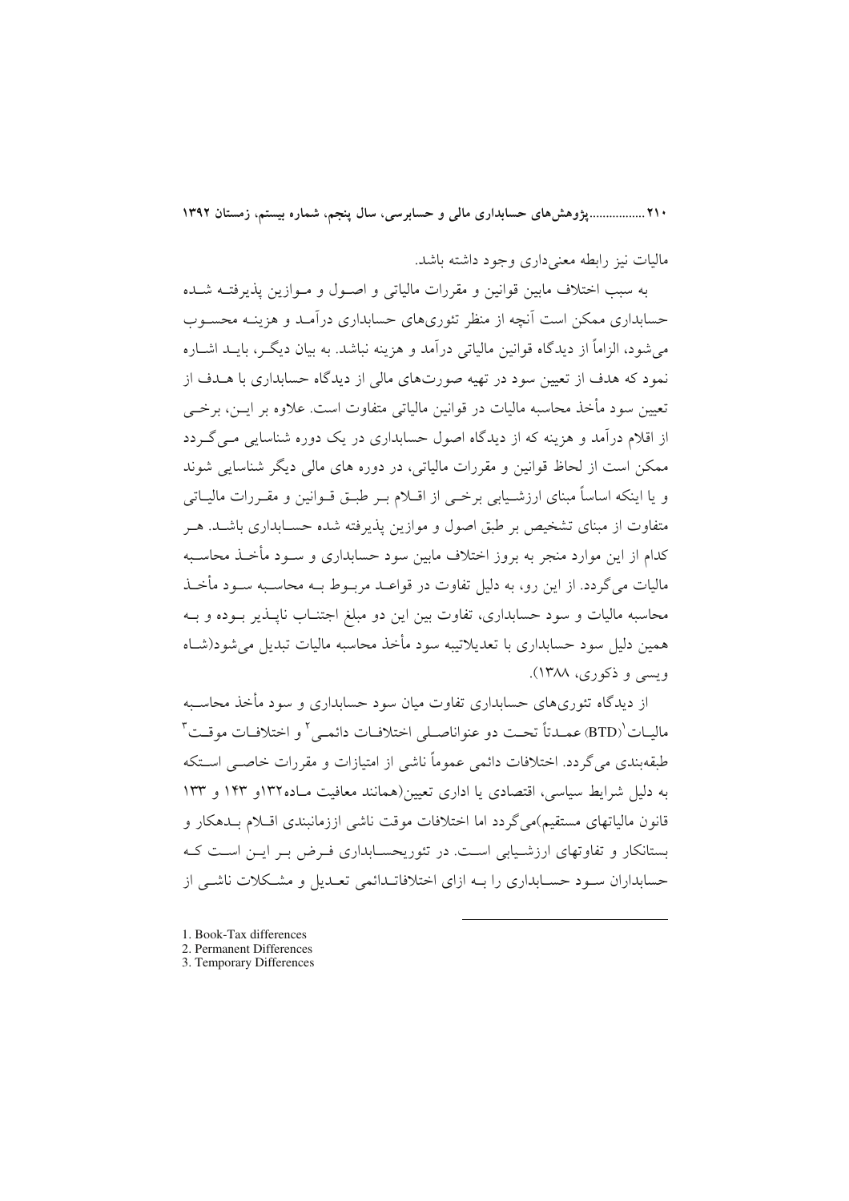مالیات نیز رابطه معنی‌داری وجود داشته باشد.

به سبب اختلاف مابین قوانین و مقررات مالیاتی و اصول و موازین پذیرفته شده حسابداری ممکن است آنچه از منظر تئوری‌های حسابداری درآمد و هزینه محسوب می‌شود، الزاماً از دیدگاه قوانین مالیاتی درآمد و هزینه نباشد. به بیان دیگر، باید اشاره نمود که هدف از تعیین سود در تهیه صورت‌های مالی از دیدگاه حسابداری با هدف از تعیین سود مأخذ محاسبه مالیات در قوانین مالیاتی متفاوت است. علاوه بر این، برخی از اقلام درآمد و هزینه که از دیدگاه اصول حسابداری در یک دوره شناسایی می‌گردد ممکن است از لحاظ قوانین و مقررات مالیاتی، در دوره های مالی دیگر شناسایی شوند و یا اینکه اساساً مبنای ارزشیابی برخی از اقلام بر طبق قوانین و مقررات مالیاتی متفاوت از مبنای تشخیص بر طبق اصول و موازین پذیرفته شده حسابداری باشد. هر کدام از این موارد منجر به بروز اختلاف مابین سود حسابداری و سود مأخذ محاسبه مالیات می‌گردد. از این رو، به دلیل تفاوت در قواعد مربوط به محاسبه سود مأخذ محاسبه مالیات و سود حسابداری، تفاوت بین این دو مبلغ اجتناب ناپذیر بوده و به همین دلیل سود حسابداری با تعدیلاتیبه سود مأخذ محاسبه مالیات تبدیل می‌شود(شاه ویسی و ذکوری، ۱۳۸۸).

از دیدگاه تئوری‌های حسابداری تفاوت میان سود حسابداری و سود مأخذ محاسبه مالیات[1](BTD) عمدتاً تحت دو عنواناصلی اختلافات دائمی[2] و اختلافات موقت[3] طبقه‌بندی می‌گردد. اختلافات دائمی عموماً ناشی از امتیازات و مقررات خاصی استکه به دلیل شرایط سیاسی، اقتصادی یا اداری تعیین(همانند معافیت ماده۱۳۲و ۱۴۳ و ۱۳۳ قانون مالیاتهای مستقیم)می‌گردد اما اختلافات موقت ناشی اززمانبندی اقلام بدهکار و بستانکار و تفاوتهای ارزشیابی است. در تئوریحسابداری فرض بر این است که حسابداران سود حسابداری را به ازای اختلافاتدائمی تعدیل و مشکلات ناشی از

---

1. Book-Tax differences
2. Permanent Differences
3. Temporary Differences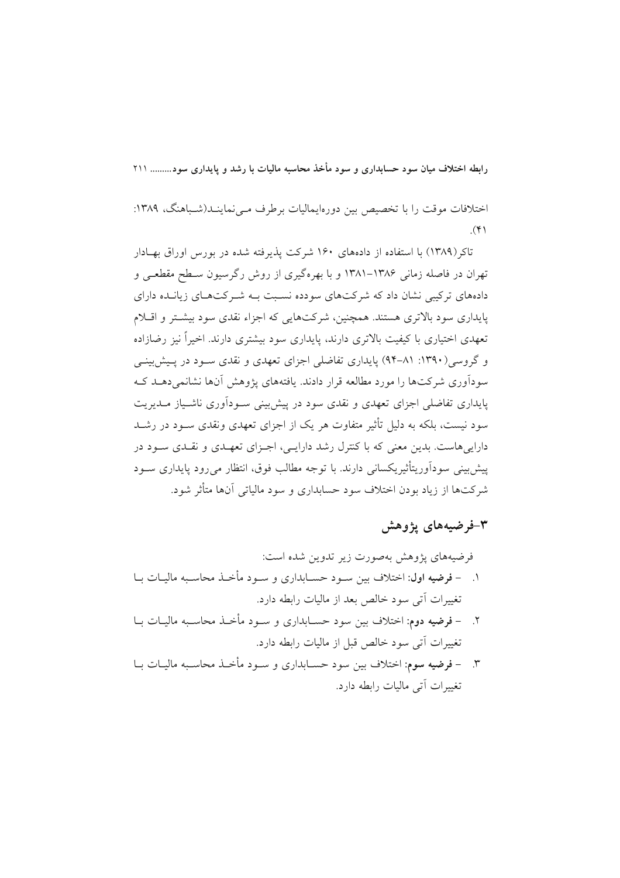اختلافات موقت را با تخصیص بین دوره‌ایمالیات برطرف می‌نمایند(شباهنگ، ۱۳۸۹: ۴۱).

تاکر(۱۳۸۹) با استفاده از داده‌های ۱۶۰ شرکت پذیرفته شده در بورس اوراق بهادار تهران در فاصله زمانی ۱۳۸۶–۱۳۸۱ و با بهره‌گیری از روش رگرسیون سطح مقطعی و داده‌های ترکیبی نشان داد که شرکت‌های سودده نسبت به شرکت‌های زیانده دارای پایداری سود بالاتری هستند. همچنین، شرکت‌هایی که اجزاء نقدی سود بیشتر و اقلام تعهدی اختیاری با کیفیت بالاتری دارند، پایداری سود بیشتری دارند. اخیراً نیز رضازاده و گروسی(۱۳۹۰: ۸۱–۹۴) پایداری تفاضلی اجزای تعهدی و نقدی سود در پیش‌بینی سودآوری شرکت‌ها را مورد مطالعه قرار دادند. یافته‌های پژوهش آن‌ها نشانمی‌دهد که پایداری تفاضلی اجزای تعهدی و نقدی سود در پیش‌بینی سودآوری ناشیاز مدیریت سود نیست، بلکه به دلیل تأثیر متفاوت هر یک از اجزای تعهدی ونقدی سود در رشد دارایی‌هاست. بدین معنی که با کنترل رشد دارایی، اجزای تعهدی و نقدی سود در پیش‌بینی سودآوریتأثیریکسانی دارند. با توجه مطالب فوق، انتظار می‌رود پایداری سود شرکت‌ها از زیاد بودن اختلاف سود حسابداری و سود مالیاتی آن‌ها متأثر شود.

## ۳-فرضیه‌های پژوهش

فرضیه‌های پژوهش به‌صورت زیر تدوین شده است:

۱. – **فرضیه اول**: اختلاف بین سود حسابداری و سود مأخذ محاسبه مالیات با تغییرات آتی سود خالص بعد از مالیات رابطه دارد.

۲. – **فرضیه دوم**: اختلاف بین سود حسابداری و سود مأخذ محاسبه مالیات با تغییرات آتی سود خالص قبل از مالیات رابطه دارد.

۳. – **فرضیه سوم**: اختلاف بین سود حسابداری و سود مأخذ محاسبه مالیات با تغییرات آتی مالیات رابطه دارد.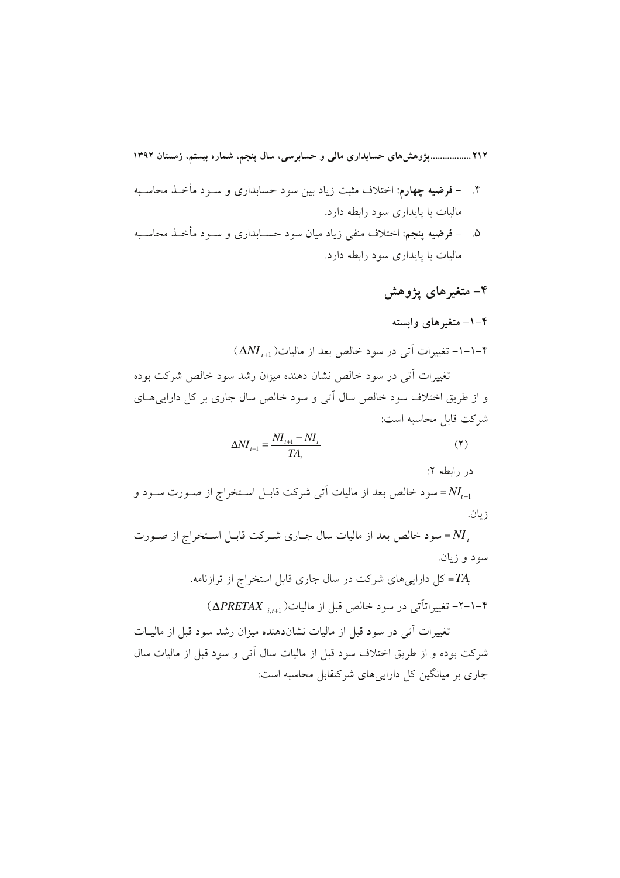۴. – **فرضیه چهارم**: اختلاف مثبت زیاد بین سود حسابداری و سـود مأخـذ محاسـبه مالیات با پایداری سود رابطه دارد.

۵. – **فرضیه پنجم**: اختلاف منفی زیاد میان سود حسـابداری و سـود مأخـذ محاسـبه مالیات با پایداری سود رابطه دارد.

## ۴- متغیرهای پژوهش

### ۴-۱- متغیرهای وابسته

۴-۱-۱- تغییرات آتی در سود خالص بعد از مالیات( $\Delta NI_{t+1}$ )

تغییرات آتی در سود خالص نشان دهنده میزان رشد سود خالص شرکت بوده و از طریق اختلاف سود خالص سال آتی و سود خالص سال جاری بر کل دارایی‌هـای شرکت قابل محاسبه است:

$$\Delta NI_{t+1} = \frac{NI_{t+1} - NI_t}{TA_t} \qquad (۲)$$

در رابطه ۲:

$NI_{t+1}$ = سود خالص بعد از مالیات آتی شرکت قابـل اسـتخراج از صـورت سـود و زیان.

$NI_t$ = سود خالص بعد از مالیات سال جـاری شـرکت قابـل اسـتخراج از صـورت سود و زیان.

$TA_t$ = کل دارایی‌های شرکت در سال جاری قابل استخراج از ترازنامه.

۴-۱-۲- تغییراتآتی در سود خالص قبل از مالیات( $\Delta PRETAX_{i,t+1}$ )

تغییرات آتی در سود قبل از مالیات نشان‌دهنده میزان رشد سود قبل از مالیـات شرکت بوده و از طریق اختلاف سود قبل از مالیات سال آتی و سود قبل از مالیات سال جاری بر میانگین کل دارایی‌های شرکتقابل محاسبه است: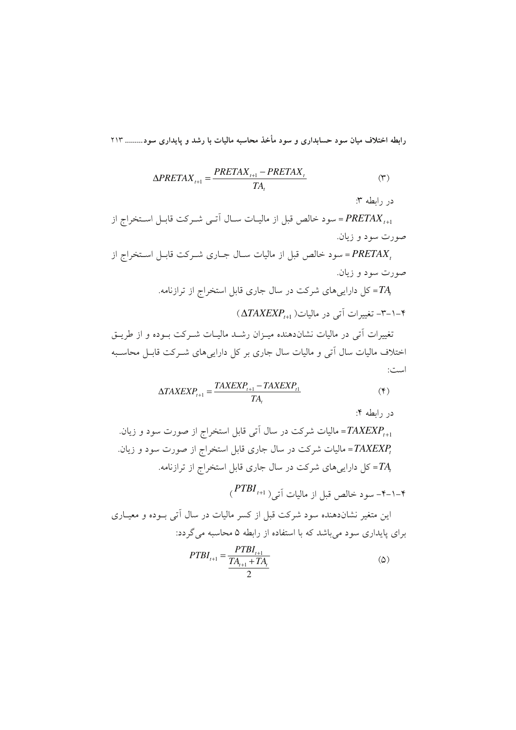$$\Delta PRETAX_{t+1} = \frac{PRETAX_{t+1} - PRETAX_t}{TA_t} \qquad (۳)$$

در رابطه ۳:

$PRETAX_{t+1}$ = سود خالص قبل از مالیات سال آتی شرکت قابل استخراج از صورت سود و زیان.

$PRETAX_t$ = سود خالص قبل از مالیات سال جاری شرکت قابل استخراج از صورت سود و زیان.

$TA_t$ = کل دارایی‌های شرکت در سال جاری قابل استخراج از ترازنامه.

۴-۱-۳- تغییرات آتی در مالیات( $\Delta TAXEXP_{t+1}$ )

تغییرات آتی در مالیات نشان‌دهنده میزان رشد مالیات شرکت بوده و از طریق اختلاف مالیات سال آتی و مالیات سال جاری بر کل دارایی‌های شرکت قابل محاسبه است:

$$\Delta TAXEXP_{t+1} = \frac{TAXEXP_{t+1} - TAXEXP_{t1}}{TA_t} \qquad (۴)$$

در رابطه ۴:

$TAXEXP_{t+1}$ = مالیات شرکت در سال آتی قابل استخراج از صورت سود و زیان.

$TAXEXP_t$ = مالیات شرکت در سال جاری قابل استخراج از صورت سود و زیان.

$TA_t$ = کل دارایی‌های شرکت در سال جاری قابل استخراج از ترازنامه.

۴-۱-۴- سود خالص قبل از مالیات آتی( $PTBI_{t+1}$ )

این متغیر نشان‌دهنده سود شرکت قبل از کسر مالیات در سال آتی بوده و معیاری برای پایداری سود می‌باشد که با استفاده از رابطه ۵ محاسبه می‌گردد:

$$PTBI_{t+1} = \frac{PTBI_{t+1}}{\frac{TA_{t+1} + TA_t}{2}} \qquad (۵)$$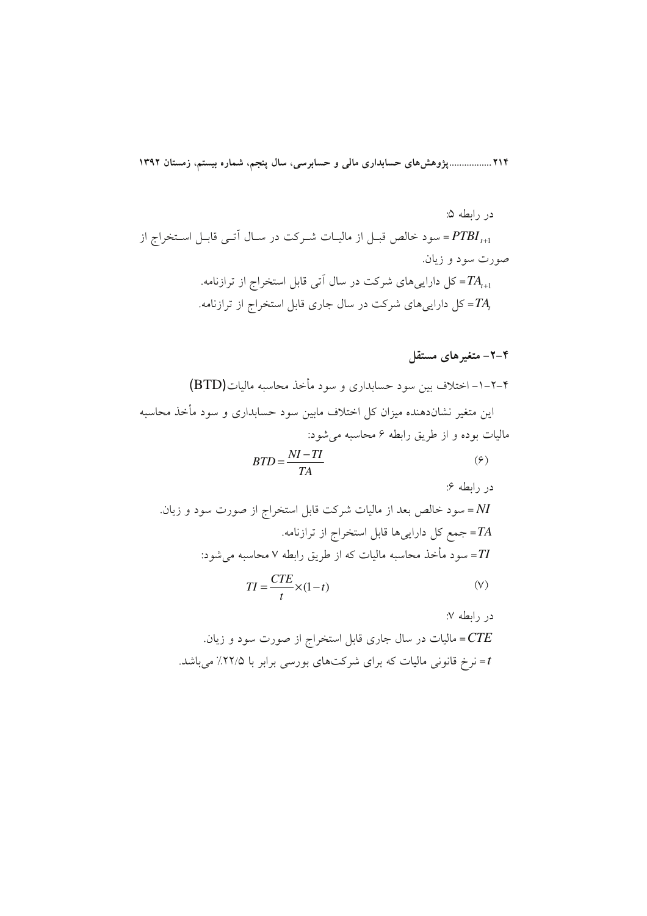در رابطه ۵:

$PTBI_{t+1}$ = سود خالص قبـل از مالیـات شـرکت در سـال آتـی قابـل اسـتخراج از صورت سود و زیان.

$TA_{t+1}$ = کل دارایی‌های شرکت در سال آتی قابل استخراج از ترازنامه.

$TA_t$ = کل دارایی‌های شرکت در سال جاری قابل استخراج از ترازنامه.

## ۴-۲- متغیرهای مستقل

### ۴-۲-۱- اختلاف بین سود حسابداری و سود مأخذ محاسبه مالیات(BTD)

این متغیر نشان‌دهنده میزان کل اختلاف مابین سود حسابداری و سود مأخذ محاسبه مالیات بوده و از طریق رابطه ۶ محاسبه می‌شود:

$$BTD = \frac{NI - TI}{TA} \qquad (۶)$$

در رابطه ۶:

$NI$ = سود خالص بعد از مالیات شرکت قابل استخراج از صورت سود و زیان.

$TA$ = جمع کل دارایی‌ها قابل استخراج از ترازنامه.

$TI$ = سود مأخذ محاسبه مالیات که از طریق رابطه ۷ محاسبه می‌شود:

$$TI = \frac{CTE}{t} \times (1 - t) \qquad (۷)$$

در رابطه ۷:

$CTE$ = مالیات در سال جاری قابل استخراج از صورت سود و زیان.

$t$ = نرخ قانونی مالیات که برای شرکت‌های بورسی برابر با ۲۲/۵٪ می‌باشد.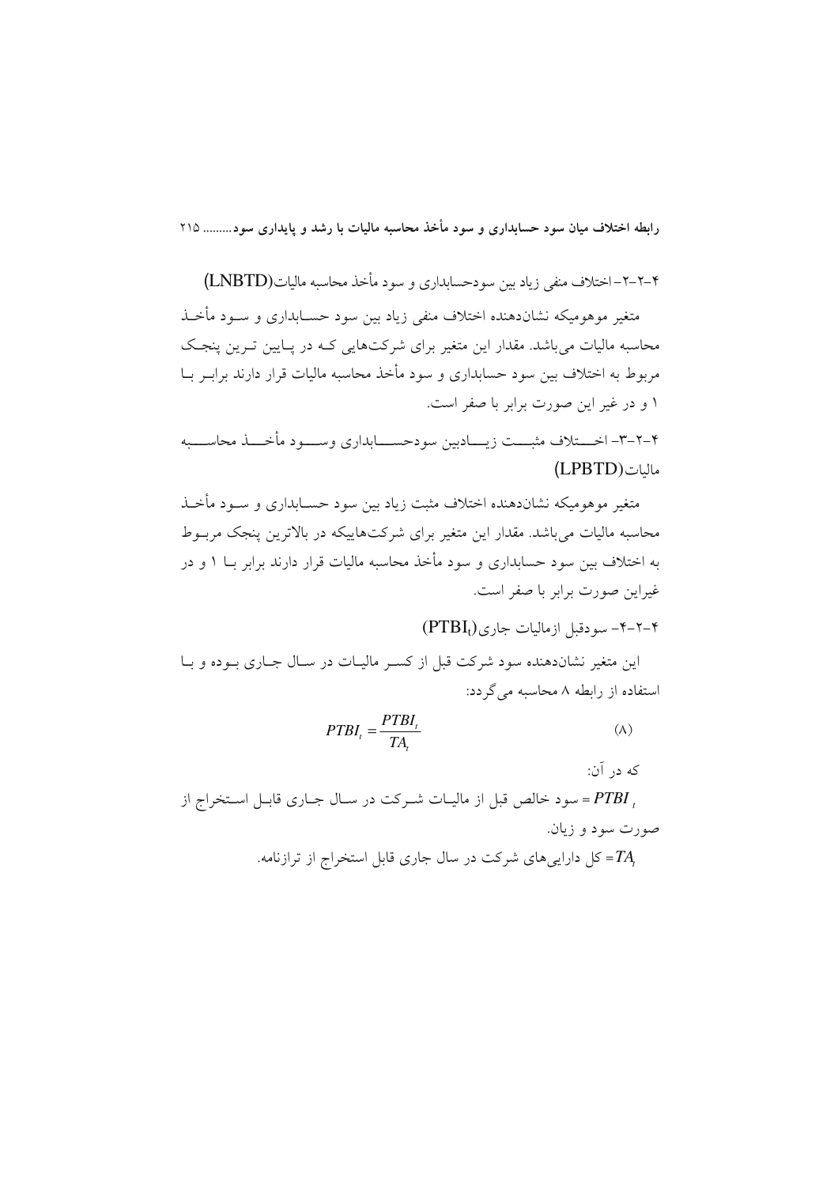### ۴-۲-۲- اختلاف منفی زیاد بین سودحسابداری و سود مأخذ محاسبه مالیات(LNBTD)

متغیر موهومیکه نشان‌دهنده اختلاف منفی زیاد بین سود حسابداری و سود مأخذ محاسبه مالیات می‌باشد. مقدار این متغیر برای شرکت‌هایی که در پایین ترین پنجک مربوط به اختلاف بین سود حسابداری و سود مأخذ محاسبه مالیات قرار دارند برابر با ۱ و در غیر این صورت برابر با صفر است.

### ۴-۲-۳- اختلاف مثبت زیادبین سودحسابداری وسود مأخذ محاسبه مالیات(LPBTD)

متغیر موهومیکه نشان‌دهنده اختلاف مثبت زیاد بین سود حسابداری و سود مأخذ محاسبه مالیات می‌باشد. مقدار این متغیر برای شرکت‌هاییکه در بالاترین پنجک مربوط به اختلاف بین سود حسابداری و سود مأخذ محاسبه مالیات قرار دارند برابر با ۱ و در غیراین صورت برابر با صفر است.

### ۴-۲-۴- سودقبل ازمالیات جاری($PTBI_t$)

این متغیر نشان‌دهنده سود شرکت قبل از کسر مالیات در سال جاری بوده و با استفاده از رابطه ۸ محاسبه می‌گردد:

$$PTBI_t = \frac{PTBI_t}{TA_t} \qquad (۸)$$

که در آن:

$PTBI_t$ = سود خالص قبل از مالیات شرکت در سال جاری قابل استخراج از صورت سود و زیان.

$TA_t$ = کل دارایی‌های شرکت در سال جاری قابل استخراج از ترازنامه.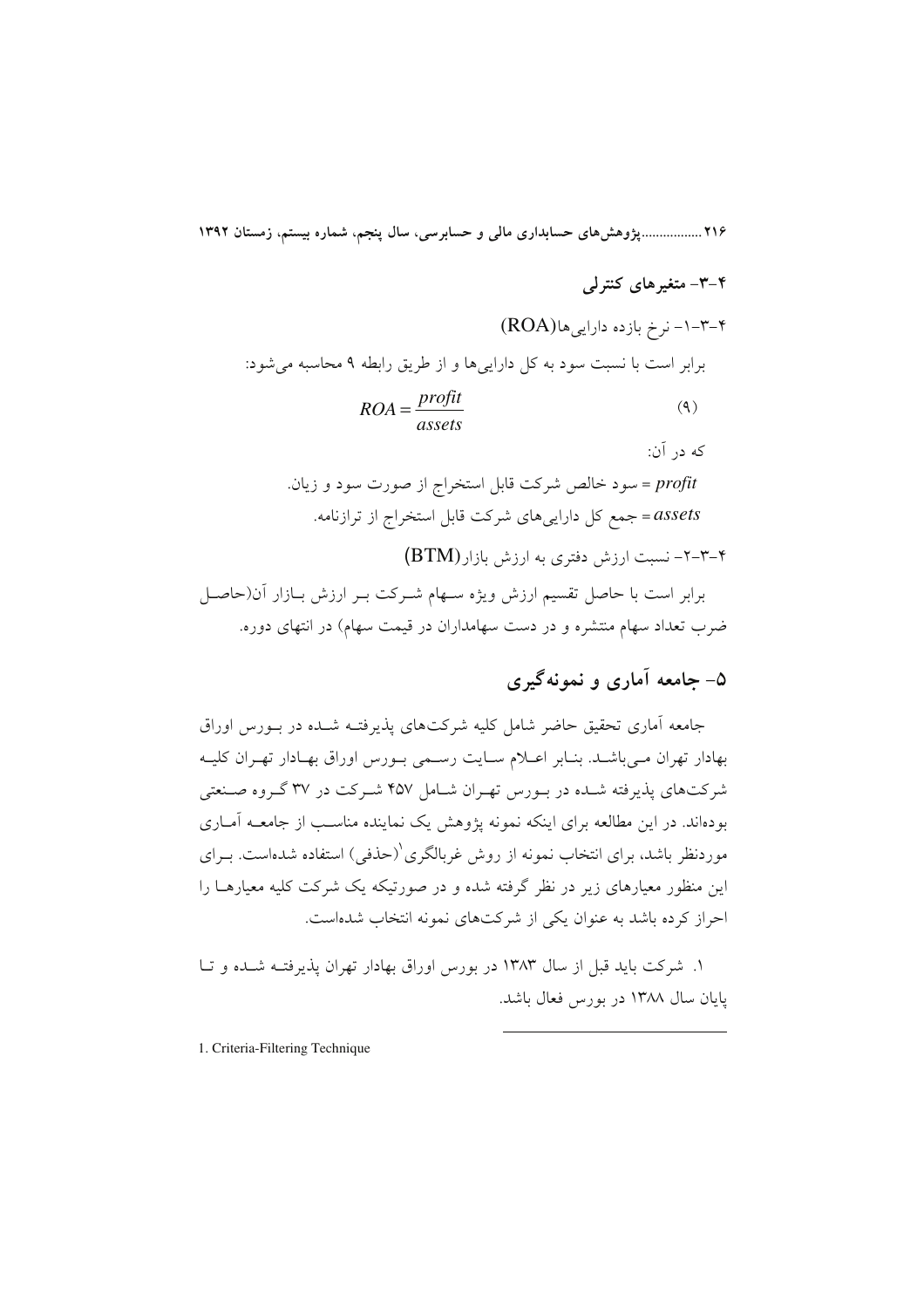### ۴-۳- متغیرهای کنترلی

#### ۴-۳-۱- نرخ بازده دارایی‌ها(ROA)

برابر است با نسبت سود به کل دارایی‌ها و از طریق رابطه ۹ محاسبه می‌شود:

$$ROA = \frac{profit}{assets} \quad (9)$$

که در آن:

*profit* = سود خالص شرکت قابل استخراج از صورت سود و زیان.

*assets* = جمع کل دارایی‌های شرکت قابل استخراج از ترازنامه.

#### ۴-۳-۲- نسبت ارزش دفتری به ارزش بازار(BTM)

برابر است با حاصل تقسیم ارزش ویژه سهام شرکت بر ارزش بازار آن(حاصل ضرب تعداد سهام منتشره و در دست سهامداران در قیمت سهام) در انتهای دوره.

## ۵- جامعه آماری و نمونه‌گیری

جامعه آماری تحقیق حاضر شامل کلیه شرکت‌های پذیرفته شده در بورس اوراق بهادار تهران می‌باشد. بنابر اعلام سایت رسمی بورس اوراق بهادار تهران کلیه شرکت‌های پذیرفته شده در بورس تهران شامل ۴۵۷ شرکت در ۳۷ گروه صنعتی بوده‌اند. در این مطالعه برای اینکه نمونه پژوهش یک نماینده مناسب از جامعه آماری موردنظر باشد، برای انتخاب نمونه از روش غربالگری[1](حذفی) استفاده شده‌است. برای این منظور معیارهای زیر در نظر گرفته شده و در صورتیکه یک شرکت کلیه معیارها را احراز کرده باشد به عنوان یکی از شرکت‌های نمونه انتخاب شده‌است.

۱. شرکت باید قبل از سال ۱۳۸۳ در بورس اوراق بهادار تهران پذیرفته شده و تا پایان سال ۱۳۸۸ در بورس فعال باشد.

---

1. Criteria-Filtering Technique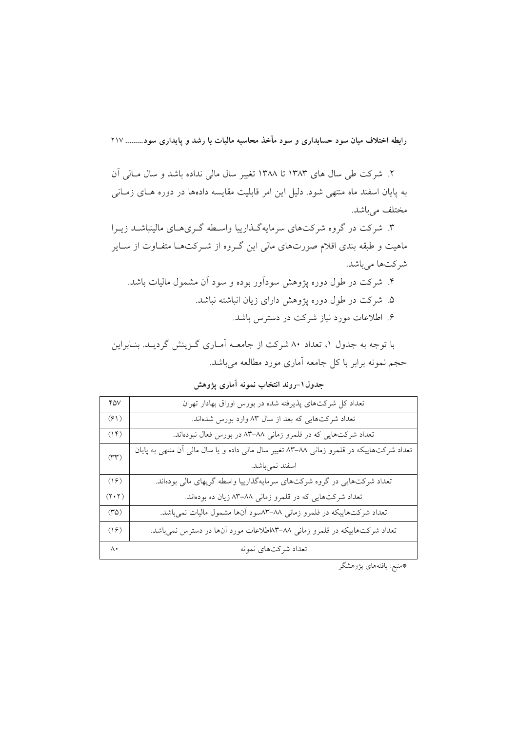۲. شرکت طی سال های ۱۳۸۳ تا ۱۳۸۸ تغییر سال مالی نداده باشد و سال مـالی آن به پایان اسفند ماه منتهی شود. دلیل این امر قابلیت مقایسه داده‌ها در دوره هـای زمـانی مختلف می‌باشد.

۳. شرکت در گروه شرکت‌های سرمایه‌گـذاریبا واسـطه گـری‌هـای مالینباشـد زیـرا ماهیت و طبقه بندی اقلام صورت‌های مالی این گـروه از شـرکت‌هـا متفـاوت از سـایر شرکت‌ها می‌باشد.

۴. شرکت در طول دوره پژوهش سودآور بوده و سود آن مشمول مالیات باشد.

۵. شرکت در طول دوره پژوهش دارای زیان انباشته نباشد.

۶. اطلاعات مورد نیاز شرکت در دسترس باشد.

با توجه به جدول ۱، تعداد ۸۰ شرکت از جامعـه آمـاری گـزینش گردیـد. بنـابراین حجم نمونه برابر با کل جامعه آماری مورد مطالعه می‌باشد.

**جدول۱-روند انتخاب نمونه آماری پژوهش**

| | |
|---|---|
| تعداد کل شرکت‌های پذیرفته شده در بورس اوراق بهادار تهران | ۴۵۷ |
| تعداد شرکت‌هایی که بعد از سال ۸۳ وارد بورس شده‌اند. | (۶۱) |
| تعداد شرکت‌هایی که در قلمرو زمانی ۸۸-۸۳ در بورس فعال نبوده‌اند. | (۱۴) |
| تعداد شرکت‌هاییکه در قلمرو زمانی ۸۸-۸۳ تغییر سال مالی داده و یا سال مالی آن منتهی به پایان اسفند نمی‌باشد. | (۳۳) |
| تعداد شرکت‌هایی در گروه شرکت‌های سرمایه‌گذاریبا واسطه گریهای مالی بوده‌اند. | (۱۶) |
| تعداد شرکت‌هایی که در قلمرو زمانی ۸۸-۸۳ زیان ده بوده‌اند. | (۲۰۲) |
| تعداد شرکت‌هاییکه در قلمرو زمانی ۸۸-۸۳سود آنها مشمول مالیات نمی‌باشد. | (۳۵) |
| تعداد شرکت‌هاییکه در قلمرو زمانی ۸۸-۸۳اطلاعات مورد آنها در دسترس نمی‌باشد. | (۱۶) |
| تعداد شرکت‌های نمونه | ۸۰ |

*منبع: یافته‌های پژوهشگر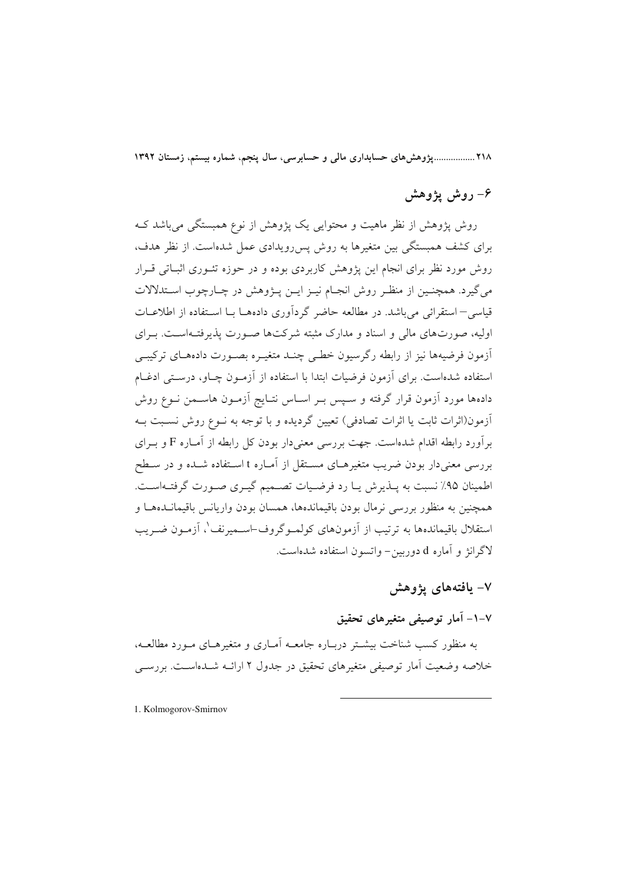## ۶- روش پژوهش

روش پژوهش از نظر ماهیت و محتوایی یک پژوهش از نوع همبستگی می‌باشد که برای کشف همبستگی بین متغیرها به روش پس‌رویدادی عمل شده‌است. از نظر هدف، روش مورد نظر برای انجام این پژوهش کاربردی بوده و در حوزه تئوری اثباتی قرار می‌گیرد. همچنین از منظر روش انجام نیز این پژوهش در چارچوب استدلالات قیاسی– استقرائی می‌باشد. در مطالعه حاضر گردآوری داده‌ها با استفاده از اطلاعات اولیه، صورت‌های مالی و اسناد و مدارک مثبته شرکت‌ها صورت پذیرفته‌است. برای آزمون فرضیه‌ها نیز از رابطه رگرسیون خطی چند متغیره بصورت داده‌های ترکیبی استفاده شده‌است. برای آزمون فرضیات ابتدا با استفاده از آزمون چاو، درستی ادغام داده‌ها مورد آزمون قرار گرفته و سپس بر اساس نتایج آزمون هاسمن نوع روش آزمون(اثرات ثابت یا اثرات تصادفی) تعیین گردیده و با توجه به نوع روش نسبت به برآورد رابطه اقدام شده‌است. جهت بررسی معنی‌دار بودن کل رابطه از آماره F و برای بررسی معنی‌دار بودن ضریب متغیرهای مستقل از آماره t استفاده شده و در سطح اطمینان ۹۵٪ نسبت به پذیرش یا رد فرضیات تصمیم گیری صورت گرفته‌است. همچنین به منظور بررسی نرمال بودن باقیمانده‌ها، همسان بودن واریانس باقیمانده‌ها و استقلال باقیمانده‌ها به ترتیب از آزمون‌های کولموگروف–اسمیرنف[1]، آزمون ضریب لاگرانژ و آماره d دوربین– واتسون استفاده شده‌است.

## ۷- یافته‌های پژوهش

### ۷-۱- آمار توصیفی متغیرهای تحقیق

به منظور کسب شناخت بیشتر درباره جامعه آماری و متغیرهای مورد مطالعه، خلاصه وضعیت آمار توصیفی متغیرهای تحقیق در جدول ۲ ارائه شده‌است. بررسی

1. Kolmogorov-Smirnov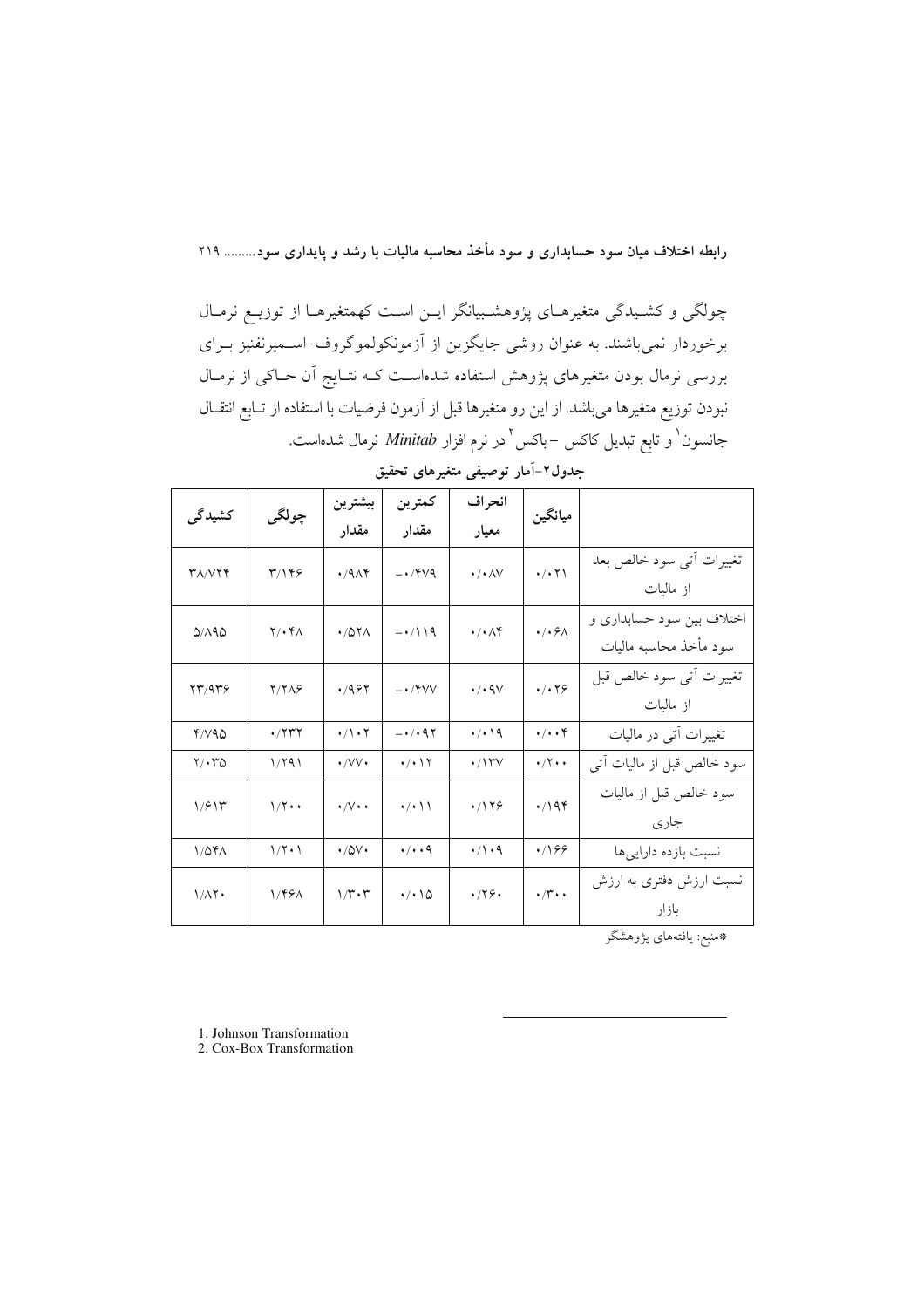چولگی و کشیدگی متغیرهای پژوهش بیانگر این است که متغیرها از توزیع نرمال برخوردار نمی‌باشند. به عنوان روشی جایگزین از آزمون کولموگروف-اسمیرنفیز برای بررسی نرمال بودن متغیرهای پژوهش استفاده شده‌است که نتایج آن حاکی از نرمال نبودن توزیع متغیرها می‌باشد. از این رو متغیرها قبل از آزمون فرضیات با استفاده از تابع انتقال جانسون[1] و تابع تبدیل کاکس –باکس[2] در نرم افزار *Minitab* نرمال شده‌است.

**جدول۲-آمار توصیفی متغیرهای تحقیق**

| | میانگین | انحراف معیار | کمترین مقدار | بیشترین مقدار | چولگی | کشیدگی |
|---|---|---|---|---|---|---|
| تغییرات آتی سود خالص بعد از مالیات | ۰/۰۲۱ | ۰/۰۸۷ | -۰/۴۷۹ | ۰/۹۸۴ | ۳/۱۴۶ | ۳۸/۷۲۴ |
| اختلاف بین سود حسابداری و سود مأخذ محاسبه مالیات | ۰/۰۶۸ | ۰/۰۸۴ | -۰/۱۱۹ | ۰/۵۲۸ | ۲/۰۴۸ | ۵/۸۹۵ |
| تغییرات آتی سود خالص قبل از مالیات | ۰/۰۲۶ | ۰/۰۹۷ | -۰/۴۷۷ | ۰/۹۶۲ | ۲/۲۸۶ | ۲۳/۹۳۶ |
| تغییرات آتی در مالیات | ۰/۰۰۴ | ۰/۰۱۹ | -۰/۰۹۲ | ۰/۱۰۲ | ۰/۲۳۲ | ۴/۷۹۵ |
| سود خالص قبل از مالیات آتی | ۰/۲۰۰ | ۰/۱۳۷ | ۰/۰۱۲ | ۰/۷۷۰ | ۱/۲۹۱ | ۲/۰۳۵ |
| سود خالص قبل از مالیات جاری | ۰/۱۹۴ | ۰/۱۲۶ | ۰/۰۱۱ | ۰/۷۰۰ | ۱/۲۰۰ | ۱/۶۱۳ |
| نسبت بازده دارایی‌ها | ۰/۱۶۶ | ۰/۱۰۹ | ۰/۰۰۹ | ۰/۵۷۰ | ۱/۲۰۱ | ۱/۵۴۸ |
| نسبت ارزش دفتری به ارزش بازار | ۰/۳۰۰ | ۰/۲۶۰ | ۰/۰۱۵ | ۱/۳۰۳ | ۱/۴۶۸ | ۱/۸۲۰ |

*منبع: یافته‌های پژوهشگر

1. Johnson Transformation
2. Cox-Box Transformation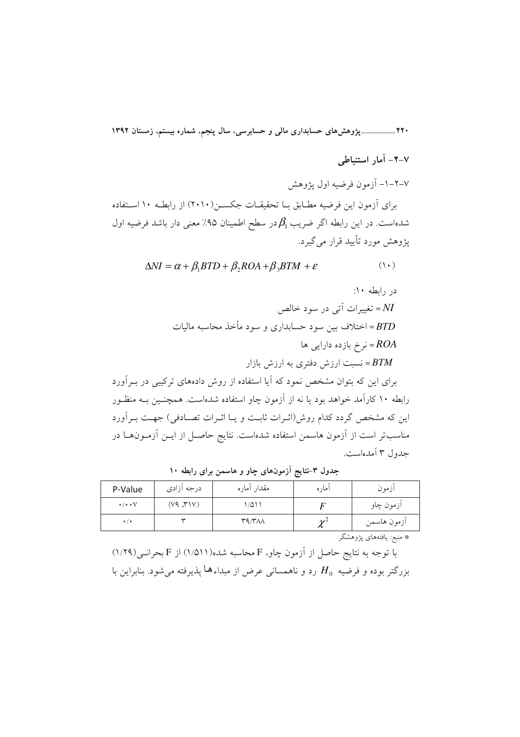### ۷-۲- آمار استنباطی

۷-۲-۱- آزمون فرضیه اول پژوهش

برای آزمون این فرضیه مطابق با تحقیقات جکسن(۲۰۱۰) از رابطه ۱۰ استفاده شده‌است. در این رابطه اگر ضریب $\beta_1$ در سطح اطمینان ۹۵٪ معنی دار باشد فرضیه اول پژوهش مورد تأیید قرار می‌گیرد.

$$\Delta NI = \alpha + \beta_1 BTD + \beta_2 ROA + \beta_3 BTM + \varepsilon \qquad (۱۰)$$

در رابطه ۱۰:

$NI$ = تغییرات آتی در سود خالص

$BTD$ = اختلاف بین سود حسابداری و سود مأخذ محاسبه مالیات

$ROA$ = نرخ بازده دارایی ها

$BTM$ = نسبت ارزش دفتری به ارزش بازار

برای این که بتوان مشخص نمود که آیا استفاده از روش داده‌های ترکیبی در برآورد رابطه ۱۰ کارآمد خواهد بود یا نه از آزمون چاو استفاده شده‌است. همچنین به منظور این که مشخص گردد کدام روش(اثرات ثابت و یا اثرات تصادفی) جهت برآورد مناسب‌تر است از آزمون هاسمن استفاده شده‌است. نتایج حاصل از این آزمون‌ها در جدول ۳ آمده‌است.

**جدول ۳-نتایج آزمون‌های چاو و هاسمن برای رابطه ۱۰**

| آزمون | آماره | مقدار آماره | درجه آزادی | P-Value |
|---|---|---|---|---|
| آزمون چاو | $F$ | ۱/۵۱۱ | (۷۹ ،۳۱۷) | ۰/۰۰۷ |
| آزمون هاسمن | $\chi^2$ | ۳۹/۳۸۸ | ۳ | ۰/۰ |

* منبع: یافته‌های پژوهشگر

با توجه به نتایج حاصل از آزمون چاو، F محاسبه شده(۱/۵۱۱) از F بحرانی(۱/۲۹) بزرگتر بوده و فرضیه $H_0$ رد و ناهمسانی عرض از مبداء‌ها پذیرفته می‌شود. بنابراین با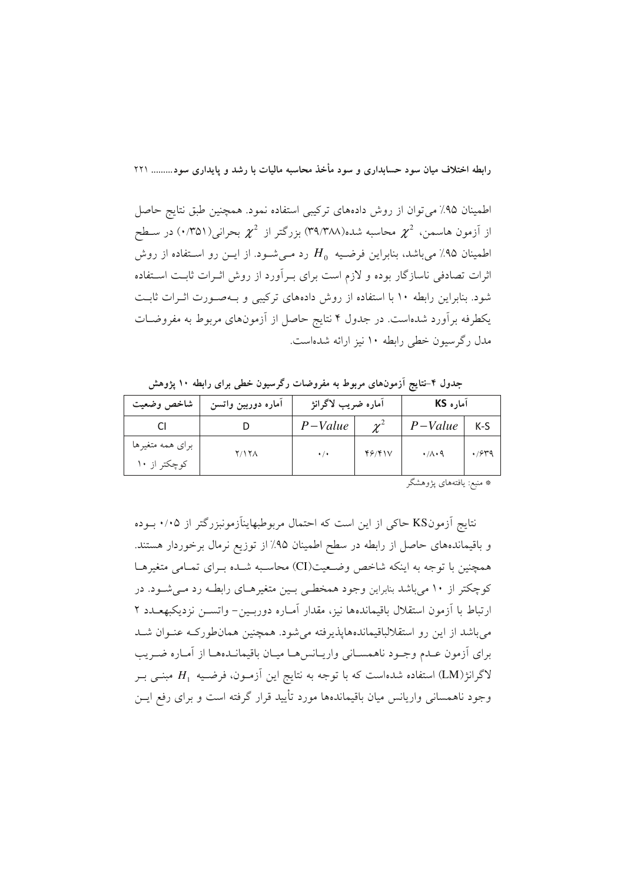اطمینان ۹۵٪ می‌توان از روش داده‌های ترکیبی استفاده نمود. همچنین طبق نتایج حاصل از آزمون هاسمن، $\chi^2$ محاسبه شده(۳۹/۳۸۸) بزرگتر از $\chi^2$ بحرانی(۰/۳۵۱) در سطح اطمینان ۹۵٪ می‌باشد، بنابراین فرضیه $H_0$ رد می‌شود. از این رو استفاده از روش اثرات تصادفی ناسازگار بوده و لازم است برای برآورد از روش اثرات ثابت استفاده شود. بنابراین رابطه ۱۰ با استفاده از روش داده‌های ترکیبی و به‌صورت اثرات ثابت یکطرفه برآورد شده‌است. در جدول ۴ نتایج حاصل از آزمون‌های مربوط به مفروضات مدل رگرسیون خطی رابطه ۱۰ نیز ارائه شده‌است.

**جدول ۴-نتایج آزمون‌های مربوط به مفروضات رگرسیون خطی برای رابطه ۱۰ پژوهش**

| شاخص وضعیت | آماره دوربین واتسن | آماره ضریب لاگرانژ | | آماره KS | |
|---|---|---|---|---|---|
| CI | D | $P-Value$ | $\chi^2$ | $P-Value$ | K-S |
| برای همه متغیرها کوچکتر از ۱۰ | ۲/۱۲۸ | ۰/۰ | ۴۶/۴۱۷ | ۰/۸۰۹ | ۰/۶۳۹ |

* منبع: یافته‌های پژوهشگر

نتایج آزمونKS حاکی از این است که احتمال مربوطبهاینآزمونبزرگتر از ۰/۰۵ بوده و باقیمانده‌های حاصل از رابطه در سطح اطمینان ۹۵٪ از توزیع نرمال برخوردار هستند. همچنین با توجه به اینکه شاخص وضعیت(CI) محاسبه شده برای تمامی متغیرها کوچکتر از ۱۰ می‌باشد بنابراین وجود همخطی بین متغیرهای رابطه رد می‌شود. در ارتباط با آزمون استقلال باقیمانده‌ها نیز، مقدار آماره دوربین- واتسن نزدیکبهعدد ۲ می‌باشد از این رو استقلالباقیمانده‌هاپذیرفته می‌شود. همچنین همان‌طورکه عنوان شد برای آزمون عدم وجود ناهمسانی واریانس‌ها میان باقیمانده‌ها از آماره ضریب لاگرانژ(LM) استفاده شده‌است که با توجه به نتایج این آزمون، فرضیه $H_1$ مبنی بر وجود ناهمسانی واریانس میان باقیمانده‌ها مورد تأیید قرار گرفته است و برای رفع این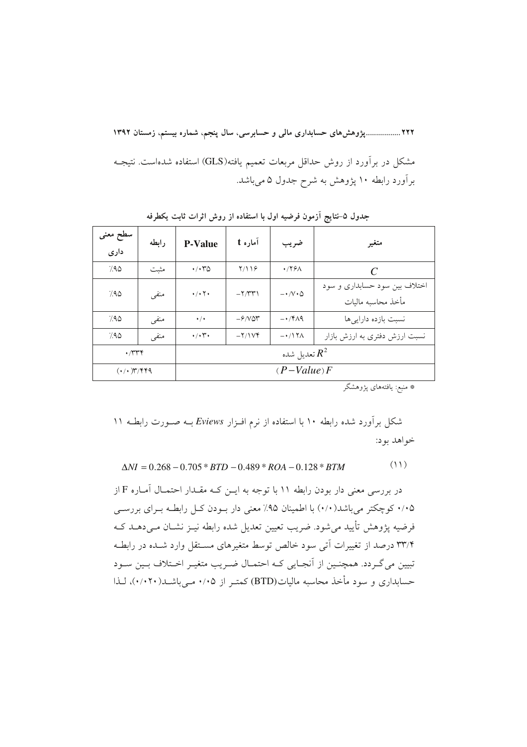مشکل در برآورد از روش حداقل مربعات تعمیم یافته(GLS) استفاده شده‌است. نتیجه برآورد رابطه ۱۰ پژوهش به شرح جدول ۵ می‌باشد.

جدول ۵-نتایج آزمون فرضیه اول با استفاده از روش اثرات ثابت یکطرفه

| متغیر | ضریب | آماره t | P-Value | رابطه | سطح معنی داری |
|---|---|---|---|---|---|
| $C$ | ۰/۲۶۸ | ۲/۱۱۶ | ۰/۰۳۵ | مثبت | ٪۹۵ |
| اختلاف بین سود حسابداری و سود مأخذ محاسبه مالیات | ۰/۷۰۵- | ۲/۳۳۱- | ۰/۰۲۰ | منفی | ٪۹۵ |
| نسبت بازده دارایی‌ها | ۰/۴۸۹- | ۶/۷۵۳- | ۰/۰ | منفی | ٪۹۵ |
| نسبت ارزش دفتری به ارزش بازار | ۰/۱۲۸- | ۲/۱۷۴- | ۰/۰۳۰ | منفی | ٪۹۵ |
| $R^2$ تعدیل شده | | | | | ۰/۳۳۴ |
| $(P-Value)F$ | | | | | (۰/۰)۳/۴۴۹ |

* منبع: یافته‌های پژوهشگر

شکل برآورد شده رابطه ۱۰ با استفاده از نرم افزار *Eviews* به صورت رابطه ۱۱ خواهد بود:

$$\Delta NI = 0.268 - 0.705 * BTD - 0.489 * ROA - 0.128 * BTM \qquad (11)$$

در بررسی معنی دار بودن رابطه ۱۱ با توجه به این که مقدار احتمال آماره F از ۰/۰۵ کوچکتر می‌باشد(۰/۰) با اطمینان ٪۹۵ معنی دار بودن کل رابطه برای بررسی فرضیه پژوهش تأیید می‌شود. ضریب تعیین تعدیل شده رابطه نیز نشان می‌دهد که ۳۳/۴ درصد از تغییرات آتی سود خالص توسط متغیرهای مستقل وارد شده در رابطه تبیین می‌گردد. همچنین از آنجایی که احتمال ضریب متغیر اختلاف بین سود حسابداری و سود مأخذ محاسبه مالیات(BTD) کمتر از ۰/۰۵ می‌باشد(۰/۰۲۰)، لذا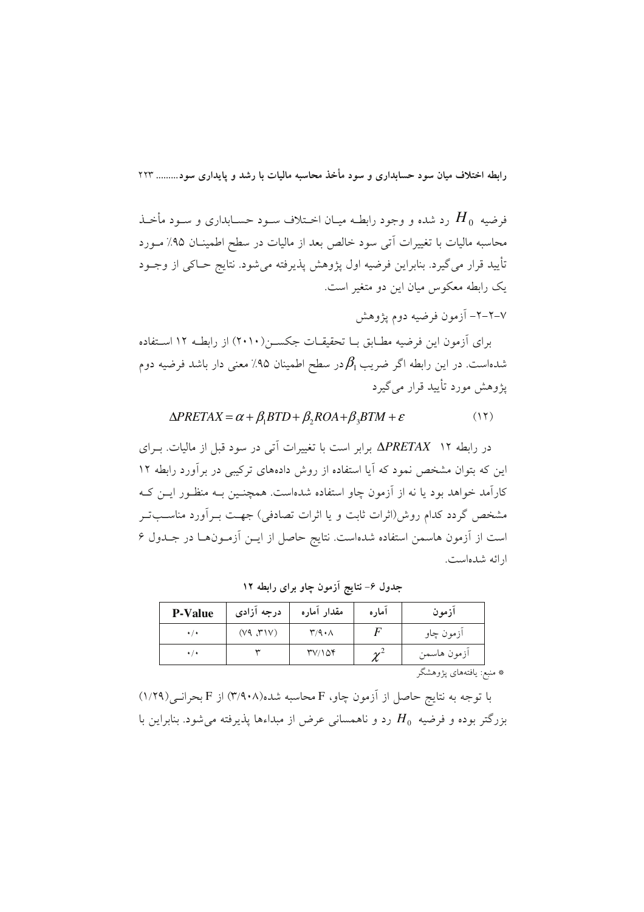فرضیه $H_0$ رد شده و وجود رابطه میان اختلاف سود حسابداری و سود مأخذ محاسبه مالیات با تغییرات آتی سود خالص بعد از مالیات در سطح اطمینان ۹۵٪ مورد تأیید قرار می‌گیرد. بنابراین فرضیه اول پژوهش پذیرفته می‌شود. نتایج حاکی از وجود یک رابطه معکوس میان این دو متغیر است.

### ۷-۲-۲- آزمون فرضیه دوم پژوهش

برای آزمون این فرضیه مطابق با تحقیقات جکسن(۲۰۱۰) از رابطه ۱۲ استفاده شده‌است. در این رابطه اگر ضریب $\beta_1$ در سطح اطمینان ۹۵٪ معنی دار باشد فرضیه دوم پژوهش مورد تأیید قرار می‌گیرد

$$\Delta PRETAX = \alpha + \beta_1 BTD + \beta_2 ROA + \beta_3 BTM + \varepsilon \qquad (۱۲)$$

در رابطه ۱۲ $\Delta PRETAX$ برابر است با تغییرات آتی در سود قبل از مالیات. برای این که بتوان مشخص نمود که آیا استفاده از روش داده‌های ترکیبی در برآورد رابطه ۱۲ کارآمد خواهد بود یا نه از آزمون چاو استفاده شده‌است. همچنین به منظور این که مشخص گردد کدام روش(اثرات ثابت و یا اثرات تصادفی) جهت برآورد مناسب‌تر است از آزمون هاسمن استفاده شده‌است. نتایج حاصل از این آزمون‌ها در جدول ۶ ارائه شده‌است.

**جدول ۶- نتایج آزمون چاو برای رابطه ۱۲**

| آزمون | آماره | مقدار آماره | درجه آزادی | P-Value |
| --- | --- | --- | --- | --- |
| آزمون چاو | $F$ | ۳/۹۰۸ | (۷۹ ,۳۱۷) | ۰/۰ |
| آزمون هاسمن | $\chi^2$ | ۳۷/۱۵۴ | ۳ | ۰/۰ |

* منبع: یافته‌های پژوهشگر

با توجه به نتایج حاصل از آزمون چاو، F محاسبه شده(۳/۹۰۸) از F بحرانی(۱/۲۹) بزرگتر بوده و فرضیه $H_0$ رد و ناهمسانی عرض از مبداءها پذیرفته می‌شود. بنابراین با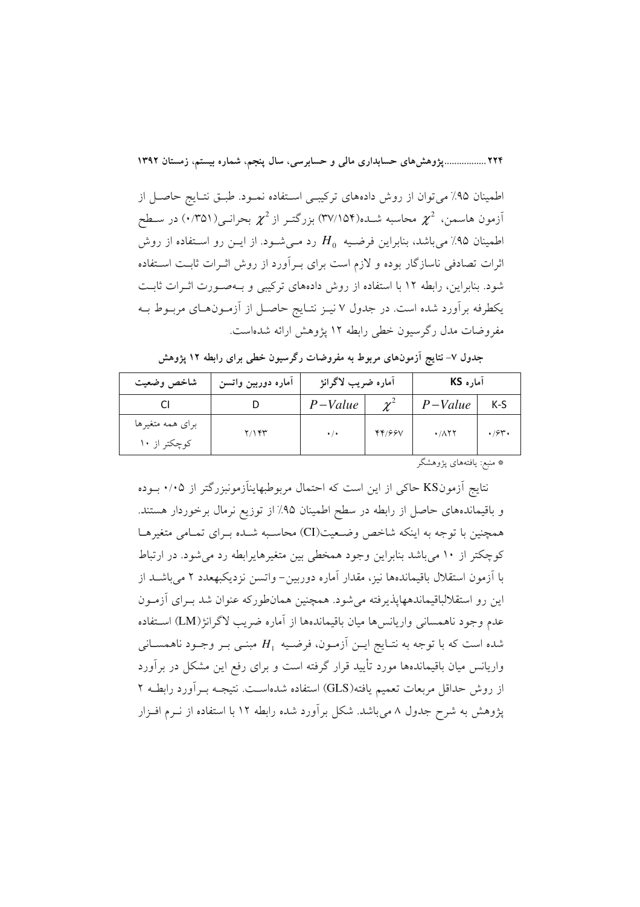اطمینان ۹۵٪ می‌توان از روش داده‌های ترکیبی استفاده نمود. طبق نتایج حاصل از آزمون هاسمن، $\chi^2$ محاسبه شده(۳۷/۱۵۴) بزرگتر از $\chi^2$ بحرانی(۰/۳۵۱) در سطح اطمینان ۹۵٪ می‌باشد، بنابراین فرضیه $H_0$ رد می‌شود. از این رو استفاده از روش اثرات تصادفی ناسازگار بوده و لازم است برای برآورد از روش اثرات ثابت استفاده شود. بنابراین، رابطه ۱۲ با استفاده از روش داده‌های ترکیبی و به‌صورت اثرات ثابت یکطرفه برآورد شده است. در جدول ۷ نیز نتایج حاصل از آزمون‌های مربوط به مفروضات مدل رگرسیون خطی رابطه ۱۲ پژوهش ارائه شده‌است.

**جدول ۷- نتایج آزمون‌های مربوط به مفروضات رگرسیون خطی برای رابطه ۱۲ پژوهش**

| شاخص وضعیت | آماره دوربین واتسن | آماره ضریب لاگرانژ | | آماره KS | |
|---|---|---|---|---|---|
| CI | D | $P-Value$ | $\chi^2$ | $P-Value$ | K-S |
| برای همه متغیرها کوچکتر از ۱۰ | ۲/۱۴۳ | ۰/۰ | ۴۴/۶۶۷ | ۰/۸۲۲ | ۰/۶۳۰ |

* منبع: یافته‌های پژوهشگر

نتایج آزمونKS حاکی از این است که احتمال مربوطبهاینآزمونبزرگتر از ۰/۰۵ بوده و باقیمانده‌های حاصل از رابطه در سطح اطمینان ۹۵٪ از توزیع نرمال برخوردار هستند. همچنین با توجه به اینکه شاخص وضعیت(CI) محاسبه شده برای تمامی متغیرها کوچکتر از ۱۰ می‌باشد بنابراین وجود همخطی بین متغیرهایرابطه رد می‌شود. در ارتباط با آزمون استقلال باقیمانده‌ها نیز، مقدار آماره دوربین- واتسن نزدیکبهعدد ۲ می‌باشد از این رو استقلالباقیماندههاپذیرفته می‌شود. همچنین همان‌طورکه عنوان شد برای آزمون عدم وجود ناهمسانی واریانس‌ها میان باقیمانده‌ها از آماره ضریب لاگرانژ(LM) استفاده شده است که با توجه به نتایج این آزمون، فرضیه $H_1$ مبنی بر وجود ناهمسانی واریانس میان باقیمانده‌ها مورد تأیید قرار گرفته است و برای رفع این مشکل در برآورد از روش حداقل مربعات تعمیم یافته(GLS) استفاده شده‌است. نتیجه برآورد رابطه ۲ پژوهش به شرح جدول ۸ می‌باشد. شکل برآورد شده رابطه ۱۲ با استفاده از نرم افزار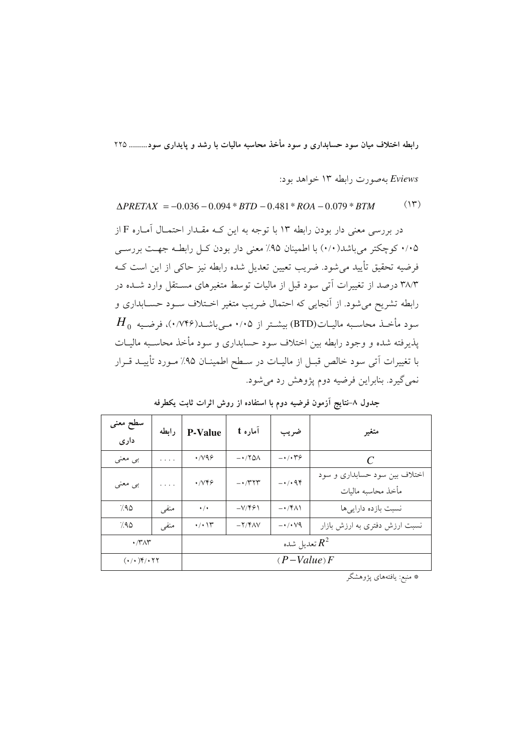*Eviews* به‌صورت رابطه ۱۳ خواهد بود:

$$\Delta PRETAX = -0.036 - 0.094 * BTD - 0.481 * ROA - 0.079 * BTM \qquad (۱۳)$$

در بررسی معنی دار بودن رابطه ۱۳ با توجه به این کـه مقـدار احتمـال آمـاره F از ۰/۰۵ کوچکتر می‌باشد(۰/۰) با اطمینان ۹۵٪ معنی دار بودن کـل رابطـه جهـت بررسـی فرضیه تحقیق تأیید می‌شود. ضریب تعیین تعدیل شده رابطه نیز حاکی از این است کـه ۳۸/۳ درصد از تغییرات آتی سود قبل از مالیات توسط متغیرهای مسـتقل وارد شـده در رابطه تشریح می‌شود. از آنجایی که احتمال ضریب متغیر اخـتلاف سـود حسـابداری و سود مأخـذ محاسـبه مالیـات(BTD) بیشـتر از ۰/۰۵ مـی‌باشـد(۰/۷۴۶)، فرضـیه $H_0$ پذیرفته شده و وجود رابطه بین اختلاف سود حسابداری و سود مأخذ محاسـبه مالیـات با تغییرات آتی سود خالص قبـل از مالیـات در سـطح اطمینـان ۹۵٪ مـورد تأییـد قـرار نمی‌گیرد. بنابراین فرضیه دوم پژوهش رد می‌شود.

**جدول ۸-نتایج آزمون فرضیه دوم با استفاده از روش اثرات ثابت یکطرفه**

| متغیر | ضریب | آماره t | P-Value | رابطه | سطح معنی داری |
|---|---|---|---|---|---|
| $C$ | -۰/۰۳۶ | -۰/۲۵۸ | ۰/۷۹۶ | .... | بی معنی |
| اختلاف بین سود حسابداری و سود مأخذ محاسبه مالیات | -۰/۰۹۴ | -۰/۳۲۳ | ۰/۷۴۶ | .... | بی معنی |
| نسبت بازده دارایی‌ها | -۰/۴۸۱ | -۷/۴۶۱ | ۰/۰ | منفی | ٪۹۵ |
| نسبت ارزش دفتری به ارزش بازار | -۰/۰۷۹ | -۲/۴۸۷ | ۰/۰۱۳ | منفی | ٪۹۵ |
| $R^2$ تعدیل شده | | | | | ۰/۳۸۳ |
| $(P-Value)F$ | | | | | (۰/۰)۴/۰۲۲ |

* منبع: یافته‌های پژوهشگر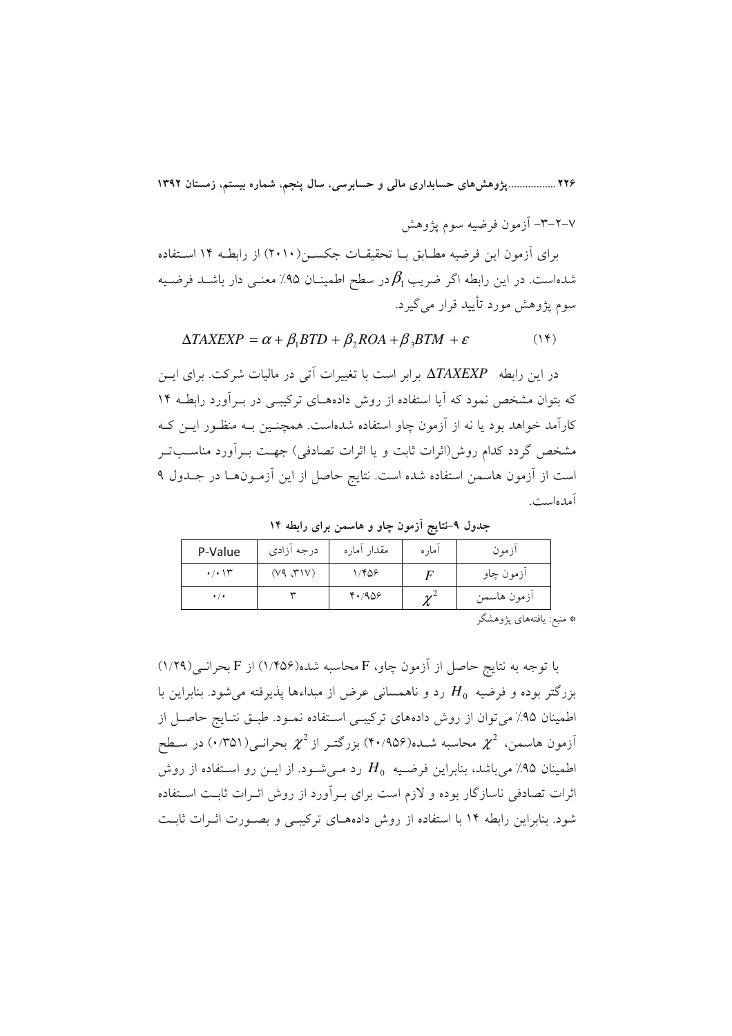### ۷-۲-۳- آزمون فرضیه سوم پژوهش

برای آزمون این فرضیه مطابق با تحقیقات جکسن(۲۰۱۰) از رابطه ۱۴ استفاده شده‌است. در این رابطه اگر ضریب $\beta_1$ در سطح اطمینان ۹۵٪ معنی دار باشد فرضیه سوم پژوهش مورد تأیید قرار می‌گیرد.

$$\Delta TAXEXP = \alpha + \beta_1 BTD + \beta_2 ROA + \beta_3 BTM + \varepsilon \qquad (۱۴)$$

در این رابطه $\Delta TAXEXP$ برابر است با تغییرات آتی در مالیات شرکت. برای این که بتوان مشخص نمود که آیا استفاده از روش داده‌های ترکیبی در برآورد رابطه ۱۴ کارآمد خواهد بود یا نه از آزمون چاو استفاده شده‌است. همچنین به منظور این که مشخص گردد کدام روش(اثرات ثابت و یا اثرات تصادفی) جهت برآورد مناسب‌تر است از آزمون هاسمن استفاده شده است. نتایج حاصل از این آزمون‌ها در جدول ۹ آمده‌است.

**جدول ۹-نتایج آزمون چاو و هاسمن برای رابطه ۱۴**

| آزمون | آماره | مقدار آماره | درجه آزادی | P-Value |
|---|---|---|---|---|
| آزمون چاو | $F$ | ۱/۴۵۶ | (۷۹ ،۳۱۷) | ۰/۰۱۳ |
| آزمون هاسمن | $\chi^2$ | ۴۰/۹۵۶ | ۳ | ۰/۰ |

* منبع: یافته‌های پژوهشگر

با توجه به نتایج حاصل از آزمون چاو، F محاسبه شده(۱/۴۵۶) از F بحرانی(۱/۲۹) بزرگتر بوده و فرضیه $H_0$ رد و ناهمسانی عرض از مبداءها پذیرفته می‌شود. بنابراین با اطمینان ۹۵٪ می‌توان از روش داده‌های ترکیبی استفاده نمود. طبق نتایج حاصل از آزمون هاسمن، $\chi^2$ محاسبه شده(۴۰/۹۵۶) بزرگتر از $\chi^2$ بحرانی(۰/۳۵۱) در سطح اطمینان ۹۵٪ می‌باشد، بنابراین فرضیه $H_0$ رد می‌شود. از این رو استفاده از روش اثرات تصادفی ناسازگار بوده و لازم است برای برآورد از روش اثرات ثابت استفاده شود. بنابراین رابطه ۱۴ با استفاده از روش داده‌های ترکیبی و بصورت اثرات ثابت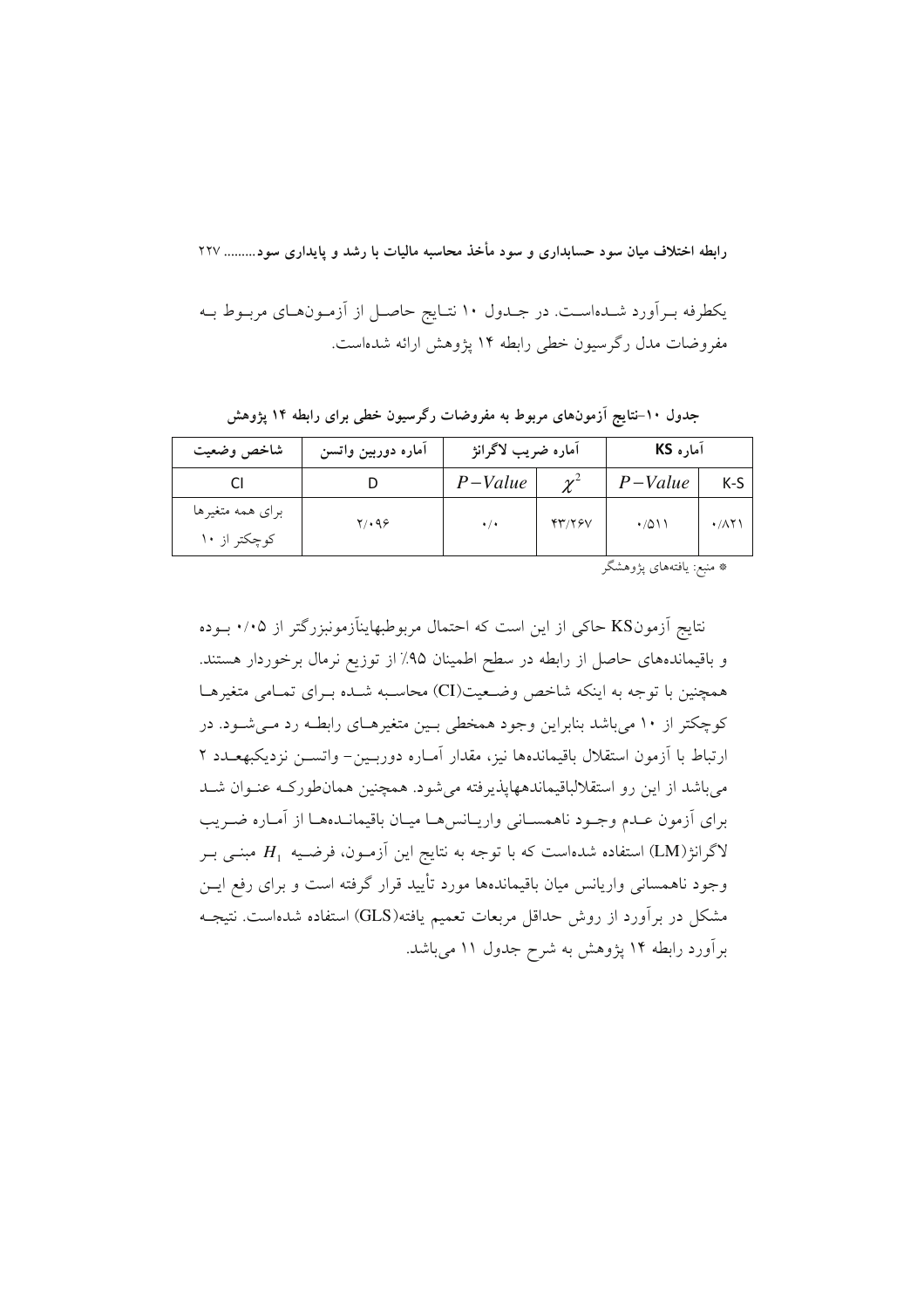یکطرفه بـرآورد شـده‌اسـت. در جـدول ۱۰ نتـایج حاصـل از آزمـون‌هـای مربـوط بـه مفروضات مدل رگرسیون خطی رابطه ۱۴ پژوهش ارائه شده‌است.

**جدول ۱۰-نتایج آزمون‌های مربوط به مفروضات رگرسیون خطی برای رابطه ۱۴ پژوهش**

| شاخص وضعیت | آماره دوربین واتسن | آماره ضریب لاگرانژ | | آماره KS | |
|---|---|---|---|---|---|
| CI | D | $P-Value$ | $\chi^2$ | $P-Value$ | K-S |
| برای همه متغیرها کوچکتر از ۱۰ | ۲/۰۹۶ | ۰/۰ | ۴۳/۲۶۷ | ۰/۵۱۱ | ۰/۸۲۱ |

* منبع: یافته‌های پژوهشگر

نتایج آزمونKS حاکی از این است که احتمال مربوطبهاینآزمونبزرگتر از ۰/۰۵ بـوده و باقیمانده‌های حاصل از رابطه در سطح اطمینان ۹۵٪ از توزیع نرمال برخوردار هستند. همچنین با توجه به اینکه شاخص وضـعیت(CI) محاسـبه شـده بـرای تمـامی متغیرهـا کوچکتر از ۱۰ می‌باشد بنابراین وجود همخطی بـین متغیرهـای رابطـه رد مـی‌شـود. در ارتباط با آزمون استقلال باقیمانده‌ها نیز، مقدار آمـاره دوربـین- واتسـن نزدیکبهعـدد ۲ می‌باشد از این رو استقلالباقیماندههاپذیرفته می‌شود. همچنین همان‌طورکـه عنـوان شـد برای آزمون عـدم وجـود ناهمسـانی واریـانس‌هـا میـان باقیمانـده‌هـا از آمـاره ضـریب لاگرانژ(LM) استفاده شده‌است که با توجه به نتایج این آزمـون، فرضـیه $H_1$ مبنـی بـر وجود ناهمسانی واریانس میان باقیمانده‌ها مورد تأیید قرار گرفته است و برای رفع ایـن مشکل در برآورد از روش حداقل مربعات تعمیم یافته(GLS) استفاده شده‌است. نتیجـه برآورد رابطه ۱۴ پژوهش به شرح جدول ۱۱ می‌باشد.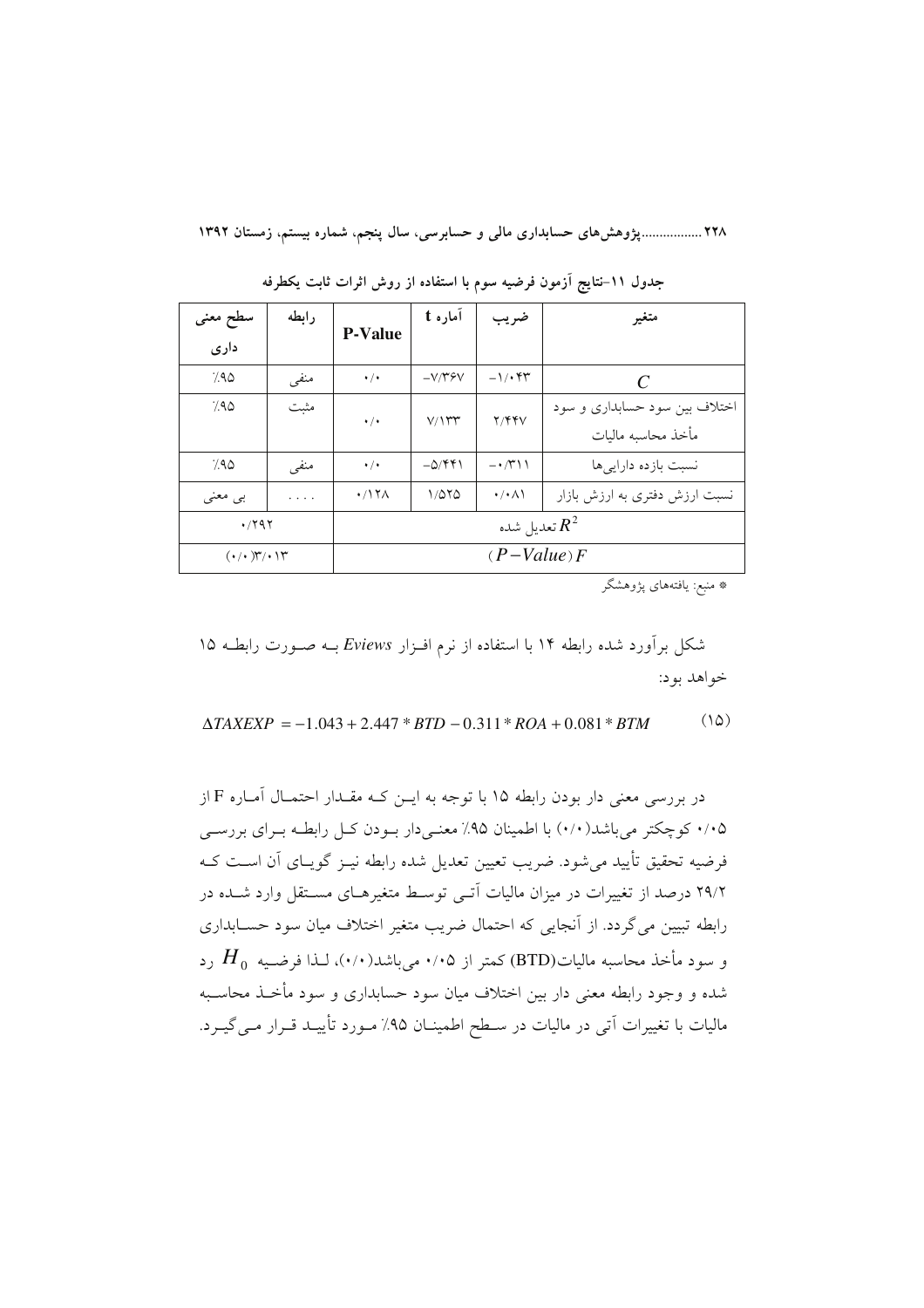جدول ۱۱-نتایج آزمون فرضیه سوم با استفاده از روش اثرات ثابت یکطرفه

| متغیر | ضریب | آماره t | P-Value | رابطه | سطح معنی داری |
|---|---|---|---|---|---|
| $C$ | -۱/۰۴۳ | -۷/۳۶۷ | ۰/۰ | منفی | ٪۹۵ |
| اختلاف بین سود حسابداری و سود مأخذ محاسبه مالیات | ۲/۴۴۷ | ۷/۱۳۳ | ۰/۰ | مثبت | ٪۹۵ |
| نسبت بازده دارایی‌ها | -۰/۳۱۱ | -۵/۴۴۱ | ۰/۰ | منفی | ٪۹۵ |
| نسبت ارزش دفتری به ارزش بازار | ۰/۰۸۱ | ۱/۵۲۵ | ۰/۱۲۸ | .... | بی معنی |
| $R^2$ تعدیل شده | | | | ۰/۲۹۲ | |
| $(P-Value)F$ | | | | (۰/۰)۳/۰۱۳ | |

* منبع: یافته‌های پژوهشگر

شکل برآورد شده رابطه ۱۴ با استفاده از نرم افزار *Eviews* به صورت رابطه ۱۵ خواهد بود:

$$\Delta TAXEXP = -1.043 + 2.447 * BTD - 0.311 * ROA + 0.081 * BTM \qquad (۱۵)$$

در بررسی معنی دار بودن رابطه ۱۵ با توجه به این که مقدار احتمال آماره F از ۰/۰۵ کوچکتر می‌باشد(۰/۰) با اطمینان ٪۹۵ معنی‌دار بودن کل رابطه برای بررسی فرضیه تحقیق تأیید می‌شود. ضریب تعیین تعدیل شده رابطه نیز گویای آن است که ۲۹/۲ درصد از تغییرات در میزان مالیات آتی توسط متغیرهای مستقل وارد شده در رابطه تبیین می‌گردد. از آنجایی که احتمال ضریب متغیر اختلاف میان سود حسابداری و سود مأخذ محاسبه مالیات(BTD) کمتر از ۰/۰۵ می‌باشد(۰/۰)، لذا فرضیه $H_0$ رد شده و وجود رابطه معنی دار بین اختلاف میان سود حسابداری و سود مأخذ محاسبه مالیات با تغییرات آتی در مالیات در سطح اطمینان ٪۹۵ مورد تأیید قرار می‌گیرد.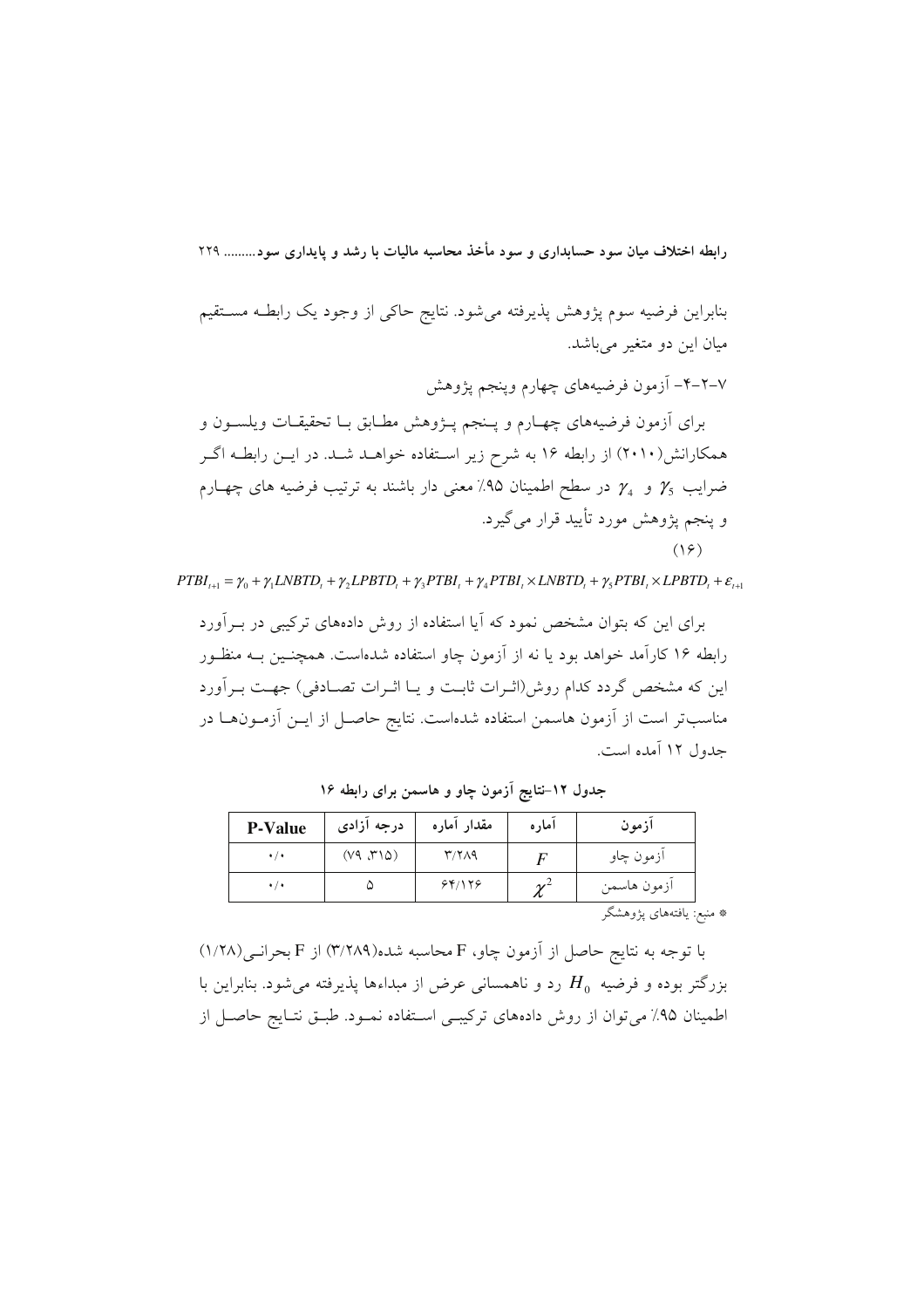بنابراین فرضیه سوم پژوهش پذیرفته می‌شود. نتایج حاکی از وجود یک رابطـه مسـتقیم میان این دو متغیر می‌باشد.

### ۷-۲-۴- آزمون فرضیه‌های چهارم وپنجم پژوهش

برای آزمون فرضیه‌های چهـارم و پـنجم پـژوهش مطـابق بـا تحقیقـات ویلسـون و همکارانش(۲۰۱۰) از رابطه ۱۶ به شرح زیر اسـتفاده خواهـد شـد. در ایـن رابطـه اگـر ضرایب $\gamma_5$ و $\gamma_4$ در سطح اطمینان ۹۵٪ معنی دار باشند به ترتیب فرضیه های چهـارم و پنجم پژوهش مورد تأیید قرار می‌گیرد.

(۱۶)

$$PTBI_{t+1} = \gamma_0 + \gamma_1 LNBTD_t + \gamma_2 LPBTD_t + \gamma_3 PTBI_t + \gamma_4 PTBI_t \times LNBTD_t + \gamma_5 PTBI_t \times LPBTD_t + \varepsilon_{t+1}$$

برای این که بتوان مشخص نمود که آیا استفاده از روش داده‌های ترکیبی در بـرآورد رابطه ۱۶ کارآمد خواهد بود یا نه از آزمون چاو استفاده شده‌است. همچنـین بـه منظـور این که مشخص گردد کدام روش(اثـرات ثابـت و یـا اثـرات تصـادفی) جهـت بـرآورد مناسب‌تر است از آزمون هاسمن استفاده شده‌است. نتایج حاصـل از ایـن آزمـون‌هـا در جدول ۱۲ آمده است.

**جدول ۱۲-نتایج آزمون چاو و هاسمن برای رابطه ۱۶**

| آزمون | آماره | مقدار آماره | درجه آزادی | P-Value |
|---|---|---|---|---|
| آزمون چاو | $F$ | ۳/۲۸۹ | (۷۹ ،۳۱۵) | ۰/۰ |
| آزمون هاسمن | $\chi^2$ | ۶۴/۱۲۶ | ۵ | ۰/۰ |

* منبع: یافته‌های پژوهشگر

با توجه به نتایج حاصل از آزمون چاو، F محاسبه شده(۳/۲۸۹) از F بحرانـی(۱/۲۸) بزرگتر بوده و فرضیه $H_0$ رد و ناهمسانی عرض از مبداءها پذیرفته می‌شود. بنابراین با اطمینان ۹۵٪ می‌توان از روش داده‌های ترکیبـی اسـتفاده نمـود. طبـق نتـایج حاصـل از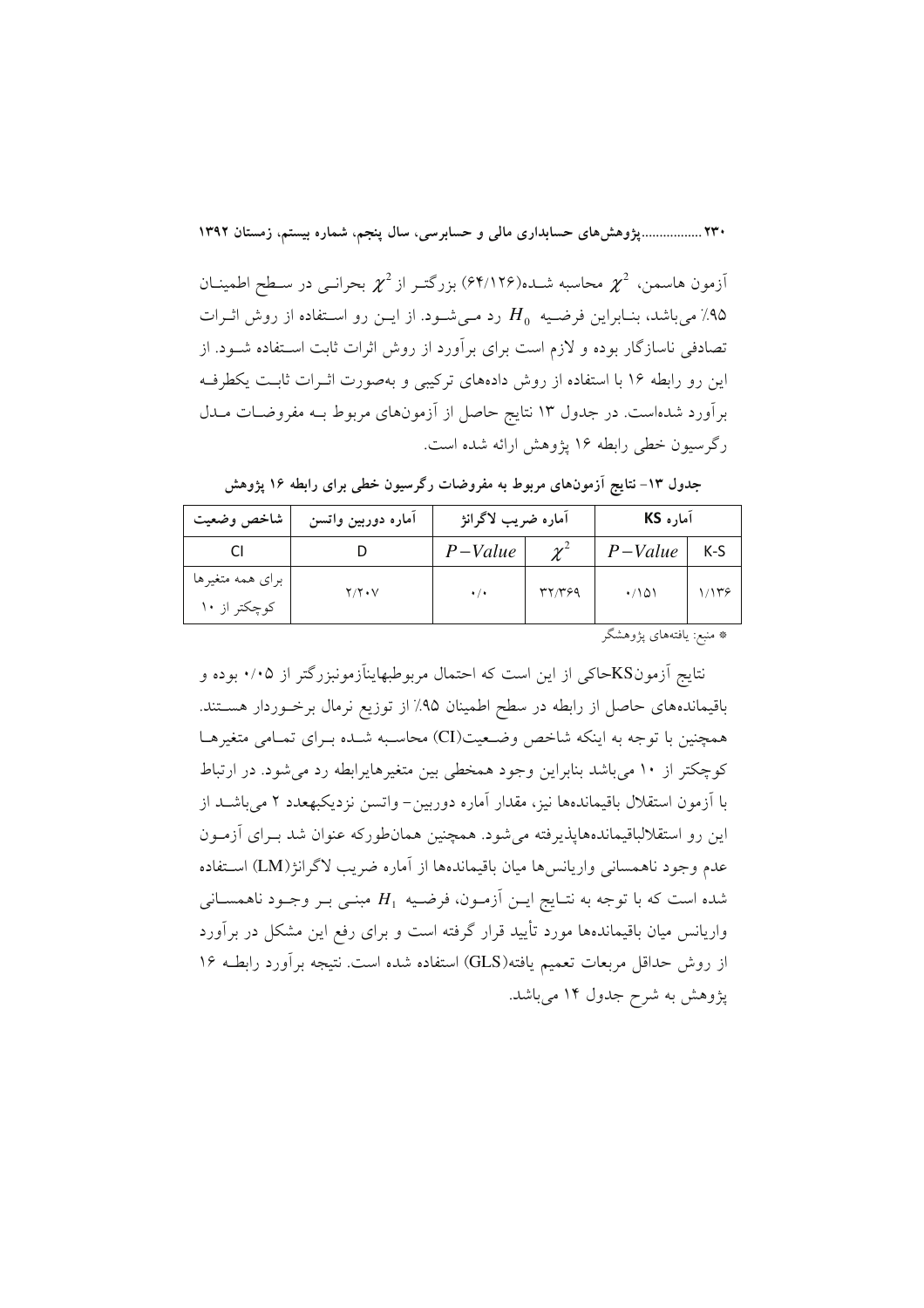آزمون هاسمن، $\chi^2$ محاسبه شده(۶۴/۱۲۶) بزرگتر از $\chi^2$ بحرانی در سطح اطمینان ۹۵٪ می‌باشد، بنابراین فرضیه $H_0$ رد می‌شود. از این رو استفاده از روش اثرات تصادفی ناسازگار بوده و لازم است برای برآورد از روش اثرات ثابت استفاده شود. از این رو رابطه ۱۶ با استفاده از روش داده‌های ترکیبی و به‌صورت اثرات ثابت یکطرفه برآورد شده‌است. در جدول ۱۳ نتایج حاصل از آزمون‌های مربوط به مفروضات مدل رگرسیون خطی رابطه ۱۶ پژوهش ارائه شده است.

**جدول ۱۳- نتایج آزمون‌های مربوط به مفروضات رگرسیون خطی برای رابطه ۱۶ پژوهش**

| شاخص وضعیت | آماره دوربین واتسن | آماره ضریب لاگرانژ | | آماره KS | |
|---|---|---|---|---|---|
| CI | D | $P-Value$ | $\chi^2$ | $P-Value$ | K-S |
| برای همه متغیرها کوچکتر از ۱۰ | ۲/۲۰۷ | ۰/۰ | ۳۲/۳۶۹ | ۰/۱۵۱ | ۱/۱۳۶ |

* منبع: یافته‌های پژوهشگر

نتایج آزمونKSحاکی از این است که احتمال مربوطبهاینآزمونبزرگتر از ۰/۰۵ بوده و باقیمانده‌های حاصل از رابطه در سطح اطمینان ۹۵٪ از توزیع نرمال برخوردار هستند. همچنین با توجه به اینکه شاخص وضعیت(CI) محاسبه شده برای تمامی متغیرها کوچکتر از ۱۰ می‌باشد بنابراین وجود همخطی بین متغیرهایرابطه رد می‌شود. در ارتباط با آزمون استقلال باقیمانده‌ها نیز، مقدار آماره دوربین- واتسن نزدیکبهعدد ۲ می‌باشد از این رو استقلالباقیمانده‌هاپذیرفته می‌شود. همچنین همان‌طورکه عنوان شد برای آزمون عدم وجود ناهمسانی واریانس‌ها میان باقیمانده‌ها از آماره ضریب لاگرانژ(LM) استفاده شده است که با توجه به نتایج این آزمون، فرضیه $H_1$ مبنی بر وجود ناهمسانی واریانس میان باقیمانده‌ها مورد تأیید قرار گرفته است و برای رفع این مشکل در برآورد از روش حداقل مربعات تعمیم یافته(GLS) استفاده شده است. نتیجه برآورد رابطه ۱۶ پژوهش به شرح جدول ۱۴ می‌باشد.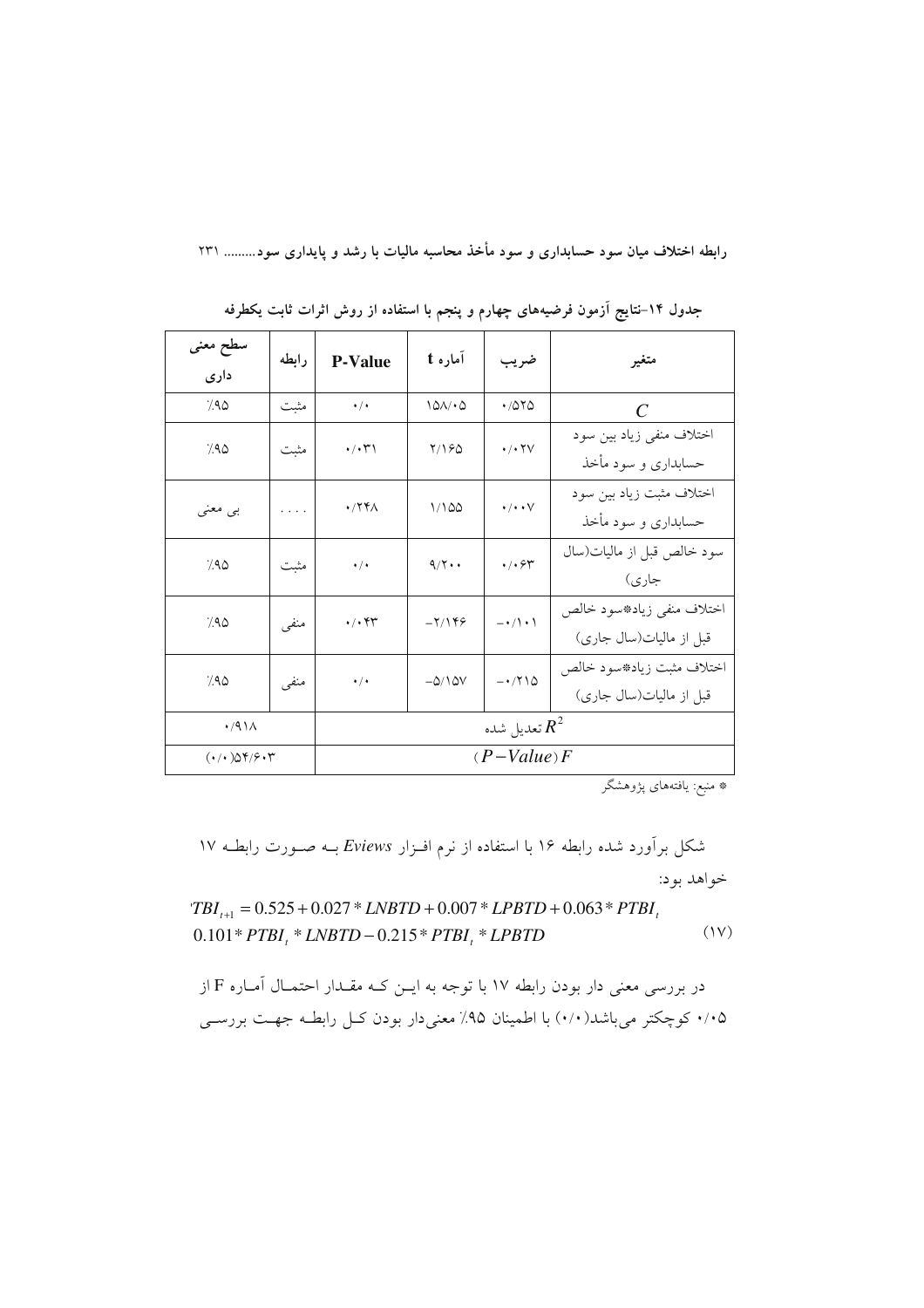جدول ۱۴-نتایج آزمون فرضیه‌های چهارم و پنجم با استفاده از روش اثرات ثابت یکطرفه

| متغیر | ضریب | آماره t | P-Value | رابطه | سطح معنی داری |
|---|---|---|---|---|---|
| $C$ | ۰/۵۲۵ | ۱۵۸/۰۵ | ۰/۰ | مثبت | ٪۹۵ |
| اختلاف منفی زیاد بین سود حسابداری و سود مأخذ | ۰/۰۲۷ | ۲/۱۶۵ | ۰/۰۳۱ | مثبت | ٪۹۵ |
| اختلاف مثبت زیاد بین سود حسابداری و سود مأخذ | ۰/۰۰۷ | ۱/۱۵۵ | ۰/۲۴۸ | .... | بی معنی |
| سود خالص قبل از مالیات(سال جاری) | ۰/۰۶۳ | ۹/۲۰۰ | ۰/۰ | مثبت | ٪۹۵ |
| اختلاف منفی زیاد*سود خالص قبل از مالیات(سال جاری) | -۰/۱۰۱ | -۲/۱۴۶ | ۰/۰۴۳ | منفی | ٪۹۵ |
| اختلاف مثبت زیاد*سود خالص قبل از مالیات(سال جاری) | -۰/۲۱۵ | -۵/۱۵۷ | ۰/۰ | منفی | ٪۹۵ |
| $R^2$ تعدیل شده | | | | | ۰/۹۱۸ |
| $(P-Value)F$ | | | | | (۰/۰)۵۴/۶۰۳ |

* منبع: یافته‌های پژوهشگر

شکل برآورد شده رابطه ۱۶ با استفاده از نرم افزار *Eviews* به صورت رابطه ۱۷ خواهد بود:

$$TBI_{t+1} = 0.525 + 0.027 * LNBTD + 0.007 * LPBTD + 0.063 * PTBI_t$$
$$0.101 * PTBI_t * LNBTD - 0.215 * PTBI_t * LPBTD \qquad (۱۷)$$

در بررسی معنی دار بودن رابطه ۱۷ با توجه به این که مقدار احتمال آماره F از ۰/۰۵ کوچکتر می‌باشد(۰/۰) با اطمینان ٪۹۵ معنی‌دار بودن کل رابطه جهت بررسی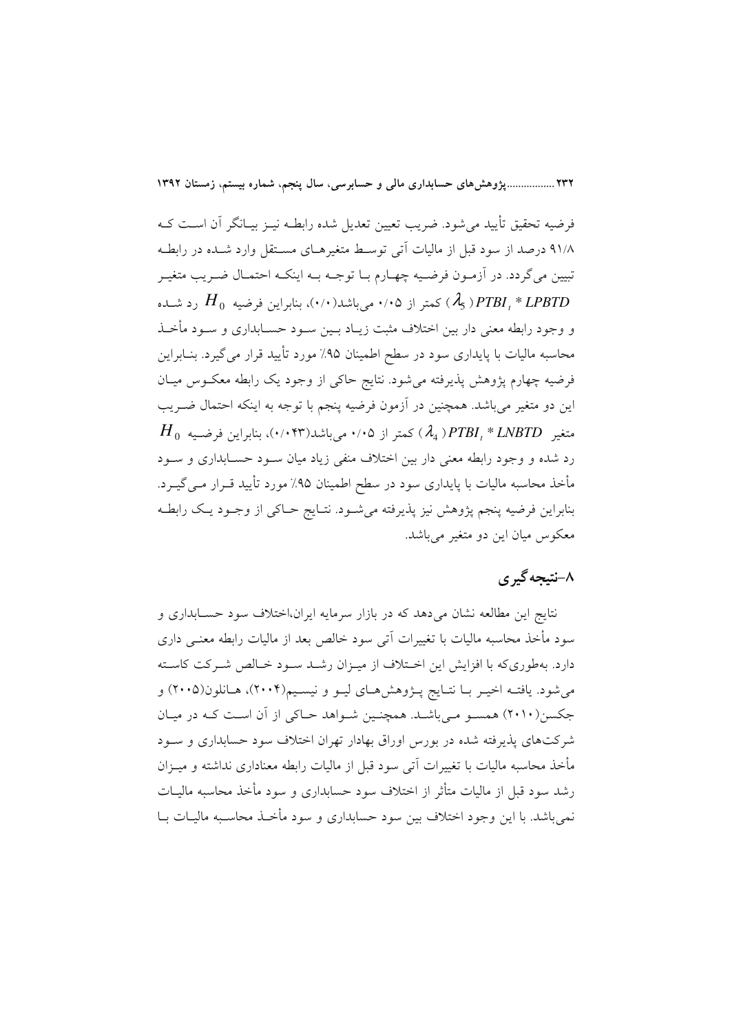فرضیه تحقیق تأیید می‌شود. ضریب تعیین تعدیل شده رابطه نیز بیانگر آن است که ۹۱/۸ درصد از سود قبل از مالیات آتی توسط متغیرهای مستقل وارد شده در رابطه تبیین می‌گردد. در آزمون فرضیه چهارم با توجه به اینکه احتمال ضریب متغیر $PTBI_t * LPBTD$ ($\lambda_5$) کمتر از ۰/۰۵ می‌باشد(۰/۰)، بنابراین فرضیه $H_0$ رد شده و وجود رابطه معنی دار بین اختلاف مثبت زیاد بین سود حسابداری و سود مأخذ محاسبه مالیات با پایداری سود در سطح اطمینان ۹۵٪ مورد تأیید قرار می‌گیرد. بنابراین فرضیه چهارم پژوهش پذیرفته می‌شود. نتایج حاکی از وجود یک رابطه معکوس میان این دو متغیر می‌باشد. همچنین در آزمون فرضیه پنجم با توجه به اینکه احتمال ضریب متغیر $PTBI_t * LNBTD$ ($\lambda_4$) کمتر از ۰/۰۵ می‌باشد(۰/۰۴۳)، بنابراین فرضیه $H_0$ رد شده و وجود رابطه معنی دار بین اختلاف منفی زیاد میان سود حسابداری و سود مأخذ محاسبه مالیات با پایداری سود در سطح اطمینان ۹۵٪ مورد تأیید قرار می‌گیرد. بنابراین فرضیه پنجم پژوهش نیز پذیرفته می‌شود. نتایج حاکی از وجود یک رابطه معکوس میان این دو متغیر می‌باشد.

## ۸-نتیجه‌گیری

نتایج این مطالعه نشان می‌دهد که در بازار سرمایه ایران،اختلاف سود حسابداری و سود مأخذ محاسبه مالیات با تغییرات آتی سود خالص بعد از مالیات رابطه معنی داری دارد. به‌طوری‌که با افزایش این اختلاف از میزان رشد سود خالص شرکت کاسته می‌شود. یافته اخیر با نتایج پژوهش‌های لیو و نیسیم(۲۰۰۴)، هانلون(۲۰۰۵) و جکسن(۲۰۱۰) همسو می‌باشد. همچنین شواهد حاکی از آن است که در میان شرکت‌های پذیرفته شده در بورس اوراق بهادار تهران اختلاف سود حسابداری و سود مأخذ محاسبه مالیات با تغییرات آتی سود قبل از مالیات رابطه معناداری نداشته و میزان رشد سود قبل از مالیات متأثر از اختلاف سود حسابداری و سود مأخذ محاسبه مالیات نمی‌باشد. با این وجود اختلاف بین سود حسابداری و سود مأخذ محاسبه مالیات با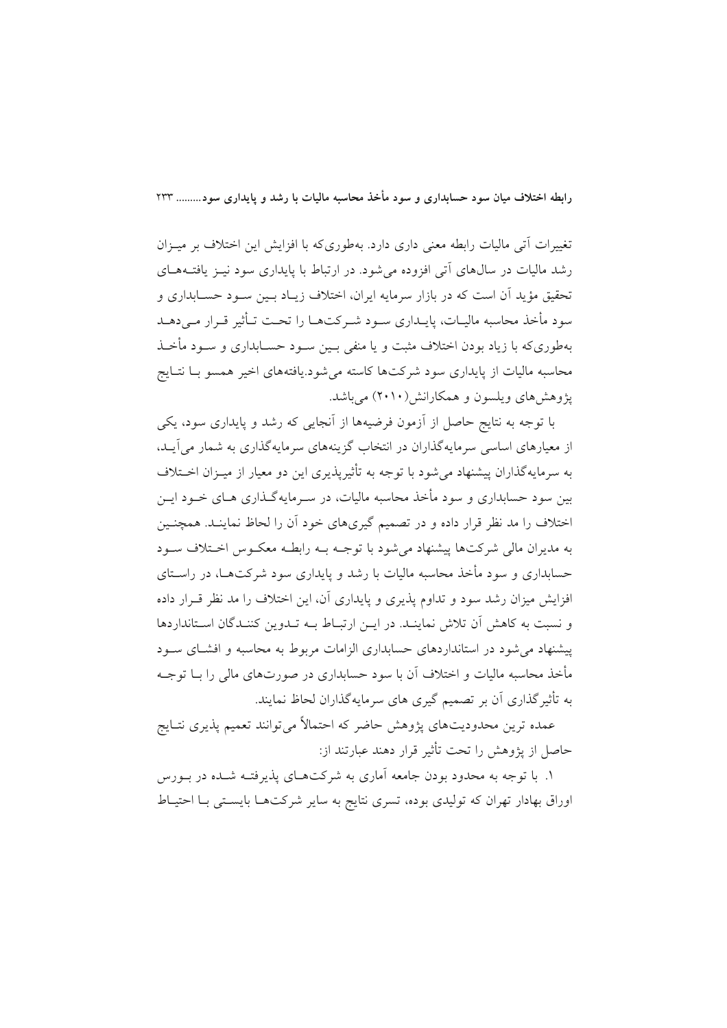تغییرات آتی مالیات رابطه معنی داری دارد. به‌طوری‌که با افزایش این اختلاف بر میـزان رشد مالیات در سال‌های آتی افزوده می‌شود. در ارتباط با پایداری سود نیـز یافتـه‌هـای تحقیق مؤید آن است که در بازار سرمایه ایران، اختلاف زیـاد بـین سـود حسـابداری و سود مأخذ محاسبه مالیـات، پایـداری سـود شـرکت‌هـا را تحـت تـأثیر قـرار مـی‌دهـد به‌طوری‌که با زیاد بودن اختلاف مثبت و یا منفی بـین سـود حسـابداری و سـود مأخـذ محاسبه مالیات از پایداری سود شرکت‌ها کاسته می‌شود.یافته‌های اخیر همسو بـا نتـایج پژوهش‌های ویلسون و همکارانش(۲۰۱۰) می‌باشد.

با توجه به نتایج حاصل از آزمون فرضیه‌ها از آنجایی که رشد و پایداری سود، یکی از معیارهای اساسی سرمایه‌گذاران در انتخاب گزینه‌های سرمایه‌گذاری به شمار می‌آیـد، به سرمایه‌گذاران پیشنهاد می‌شود با توجه به تأثیرپذیری این دو معیار از میـزان اخـتلاف بین سود حسابداری و سود مأخذ محاسبه مالیات، در سـرمایه‌گـذاری هـای خـود ایـن اختلاف را مد نظر قرار داده و در تصمیم گیری‌های خود آن را لحاظ نماینـد. همچنـین به مدیران مالی شرکت‌ها پیشنهاد می‌شود با توجـه بـه رابطـه معکـوس اخـتلاف سـود حسابداری و سود مأخذ محاسبه مالیات با رشد و پایداری سود شرکت‌هـا، در راسـتای افزایش میزان رشد سود و تداوم پذیری و پایداری آن، این اختلاف را مد نظر قـرار داده و نسبت به کاهش آن تلاش نماینـد. در ایـن ارتبـاط بـه تـدوین کننـدگان اسـتانداردها پیشنهاد می‌شود در استانداردهای حسابداری الزامات مربوط به محاسبه و افشـای سـود مأخذ محاسبه مالیات و اختلاف آن با سود حسابداری در صورت‌های مالی را بـا توجـه به تأثیرگذاری آن بر تصمیم گیری های سرمایه‌گذاران لحاظ نمایند.

عمده ترین محدودیت‌های پژوهش حاضر که احتمالاً می‌توانند تعمیم پذیری نتـایج حاصل از پژوهش را تحت تأثیر قرار دهند عبارتند از:

۱. با توجه به محدود بودن جامعه آماری به شرکت‌هـای پذیرفتـه شـده در بـورس اوراق بهادار تهران که تولیدی بوده، تسری نتایج به سایر شرکت‌هـا بایسـتی بـا احتیـاط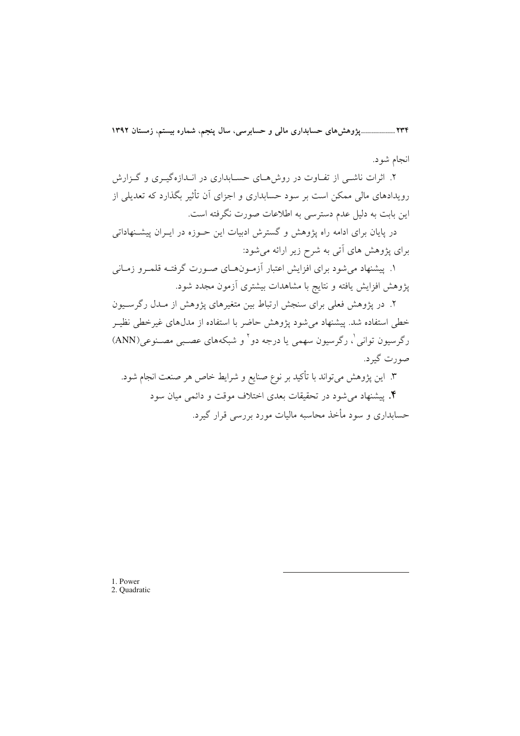انجام شود.

۲. اثرات ناشی از تفاوت در روش‌های حسابداری در اندازه‌گیری و گزارش رویدادهای مالی ممکن است بر سود حسابداری و اجزای آن تأثیر بگذارد که تعدیلی از این بابت به دلیل عدم دسترسی به اطلاعات صورت نگرفته است.

در پایان برای ادامه راه پژوهش و گسترش ادبیات این حوزه در ایران پیشنهاداتی برای پژوهش های آتی به شرح زیر ارائه می‌شود:

۱. پیشنهاد می‌شود برای افزایش اعتبار آزمون‌های صورت گرفته قلمرو زمانی پژوهش افزایش یافته و نتایج با مشاهدات بیشتری آزمون مجدد شود.

۲. در پژوهش فعلی برای سنجش ارتباط بین متغیرهای پژوهش از مدل رگرسیون خطی استفاده شد. پیشنهاد می‌شود پژوهش حاضر با استفاده از مدل‌های غیرخطی نظیر رگرسیون توانی[1]، رگرسیون سهمی یا درجه دو[2] و شبکه‌های عصبی مصنوعی(ANN) صورت گیرد.

۳. این پژوهش می‌تواند با تأکید بر نوع صنایع و شرایط خاص هر صنعت انجام شود.

**۴.** پیشنهاد می‌شود در تحقیقات بعدی اختلاف موقت و دائمی میان سود حسابداری و سود مأخذ محاسبه مالیات مورد بررسی قرار گیرد.

1. Power
2. Quadratic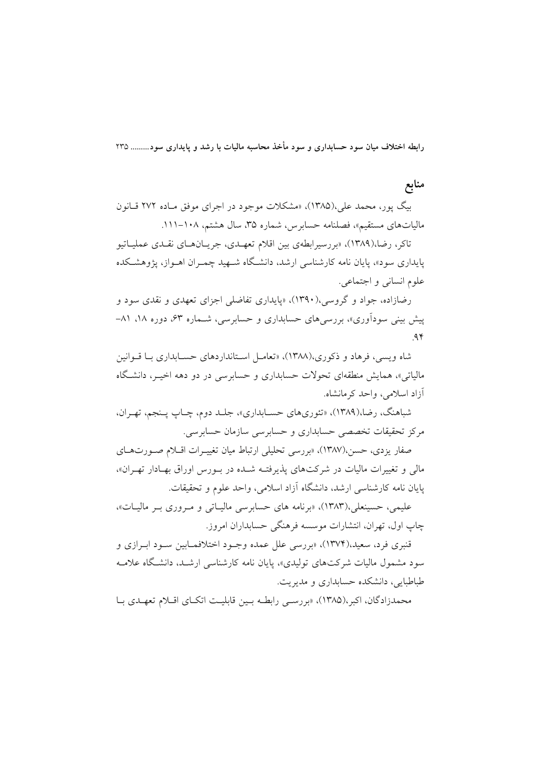## منابع

بیگ پور، محمد علی،(۱۳۸۵)، «مشکلات موجود در اجرای موفق ماده ۲۷۲ قانون مالیات‌های مستقیم»، فصلنامه حسابرس، شماره ۳۵، سال هشتم، ۱۰۸–۱۱۱.

تاکر، رضا،(۱۳۸۹)، «بررسیرابطه‌ی بین اقلام تعهدی، جریان‌های نقدی عملیاتیو پایداری سود»، پایان نامه کارشناسی ارشد، دانشگاه شهید چمران اهواز، پژوهشکده علوم انسانی و اجتماعی.

رضازاده، جواد و گروسی،(۱۳۹۰)، «پایداری تفاضلی اجزای تعهدی و نقدی سود و پیش بینی سودآوری»، بررسی‌های حسابداری و حسابرسی، شماره ۶۳، دوره ۱۸، ۸۱–۹۴.

شاه ویسی، فرهاد و ذکوری،(۱۳۸۸)، «تعامل استانداردهای حسابداری با قوانین مالیاتی»، همایش منطقه‌ای تحولات حسابداری و حسابرسی در دو دهه اخیر، دانشگاه آزاد اسلامی، واحد کرمانشاه.

شباهنگ، رضا،(۱۳۸۹)، «تئوری‌های حسابداری»، جلد دوم، چاپ پنجم، تهران، مرکز تحقیقات تخصصی حسابداری و حسابرسی سازمان حسابرسی.

صفار یزدی، حسن،(۱۳۸۷)، «بررسی تحلیلی ارتباط میان تغییرات اقلام صورت‌های مالی و تغییرات مالیات در شرکت‌های پذیرفته شده در بورس اوراق بهادار تهران»، پایان نامه کارشناسی ارشد، دانشگاه آزاد اسلامی، واحد علوم و تحقیقات.

علیمی، حسینعلی،(۱۳۸۳)، «برنامه های حسابرسی مالیاتی و مروری بر مالیات»، چاپ اول، تهران، انتشارات موسسه فرهنگی حسابداران امروز.

قنبری فرد، سعید،(۱۳۷۴)، «بررسی علل عمده وجود اختلافمابین سود ابرازی و سود مشمول مالیات شرکت‌های تولیدی»، پایان نامه کارشناسی ارشد، دانشگاه علامه طباطبایی، دانشکده حسابداری و مدیریت.

محمدزادگان، اکبر،(۱۳۸۵)، «بررسی رابطه بین قابلیت اتکای اقلام تعهدی با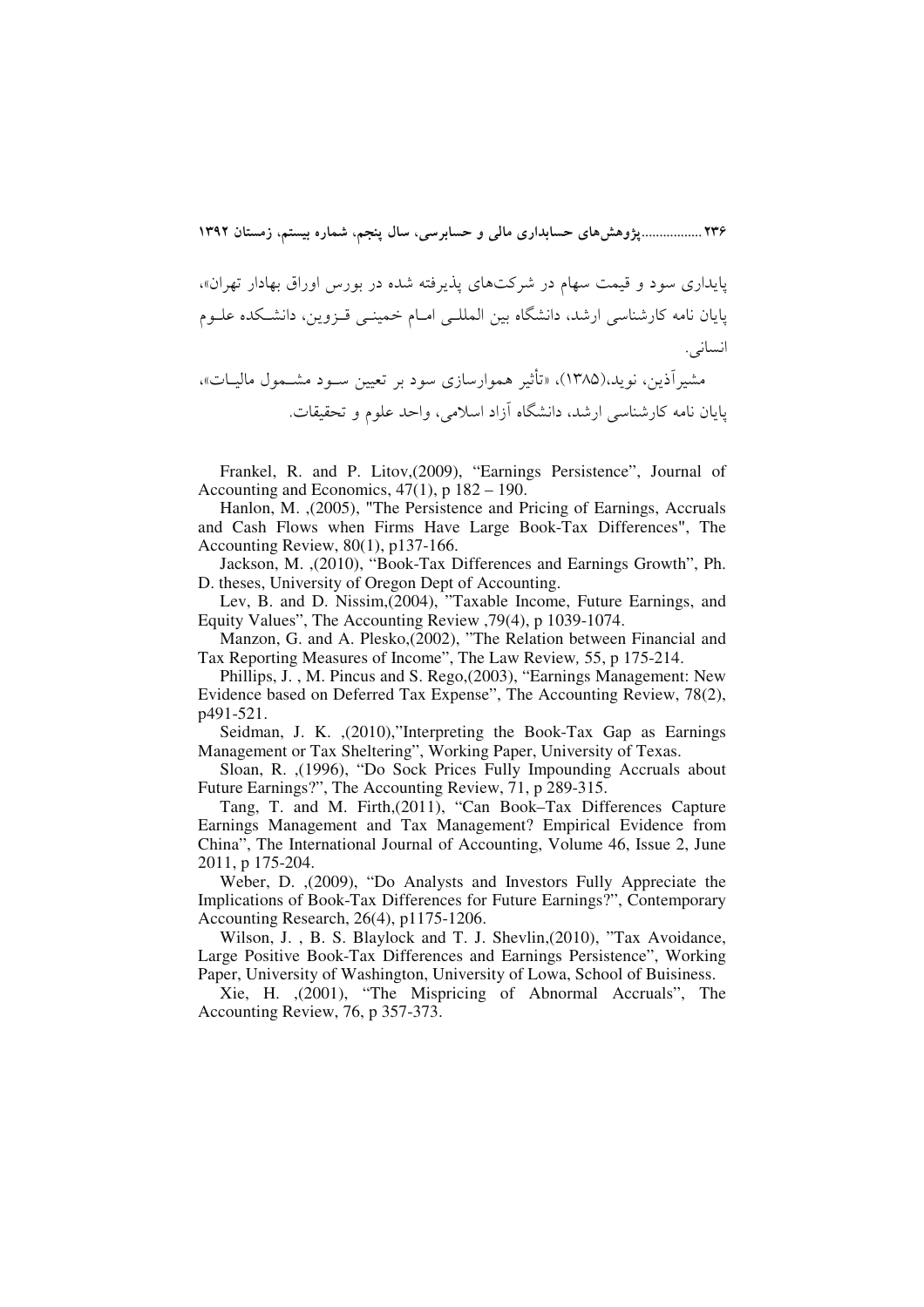پایداری سود و قیمت سهام در شرکت‌های پذیرفته شده در بورس اوراق بهادار تهران»، پایان نامه کارشناسی ارشد، دانشگاه بین المللی امام خمینی قزوین، دانشکده علوم انسانی.

مشیرآذین، نوید،(۱۳۸۵)، «تأثیر هموارسازی سود بر تعیین سود مشمول مالیات»، پایان نامه کارشناسی ارشد، دانشگاه آزاد اسلامی، واحد علوم و تحقیقات.

Frankel, R. and P. Litov,(2009), "Earnings Persistence", Journal of Accounting and Economics, 47(1), p 182 – 190.

Hanlon, M. ,(2005), "The Persistence and Pricing of Earnings, Accruals and Cash Flows when Firms Have Large Book-Tax Differences", The Accounting Review, 80(1), p137-166.

Jackson, M. ,(2010), "Book-Tax Differences and Earnings Growth", Ph. D. theses, University of Oregon Dept of Accounting.

Lev, B. and D. Nissim,(2004), "Taxable Income, Future Earnings, and Equity Values", The Accounting Review ,79(4), p 1039-1074.

Manzon, G. and A. Plesko,(2002), "The Relation between Financial and Tax Reporting Measures of Income", The Law Review, 55, p 175-214.

Phillips, J. , M. Pincus and S. Rego,(2003), "Earnings Management: New Evidence based on Deferred Tax Expense", The Accounting Review, 78(2), p491-521.

Seidman, J. K. ,(2010),"Interpreting the Book-Tax Gap as Earnings Management or Tax Sheltering", Working Paper, University of Texas.

Sloan, R. ,(1996), "Do Sock Prices Fully Impounding Accruals about Future Earnings?", The Accounting Review, 71, p 289-315.

Tang, T. and M. Firth,(2011), "Can Book–Tax Differences Capture Earnings Management and Tax Management? Empirical Evidence from China", The International Journal of Accounting, Volume 46, Issue 2, June 2011, p 175-204.

Weber, D. ,(2009), "Do Analysts and Investors Fully Appreciate the Implications of Book-Tax Differences for Future Earnings?", Contemporary Accounting Research, 26(4), p1175-1206.

Wilson, J. , B. S. Blaylock and T. J. Shevlin,(2010), "Tax Avoidance, Large Positive Book-Tax Differences and Earnings Persistence", Working Paper, University of Washington, University of Lowa, School of Buisiness.

Xie, H. ,(2001), "The Mispricing of Abnormal Accruals", The Accounting Review, 76, p 357-373.